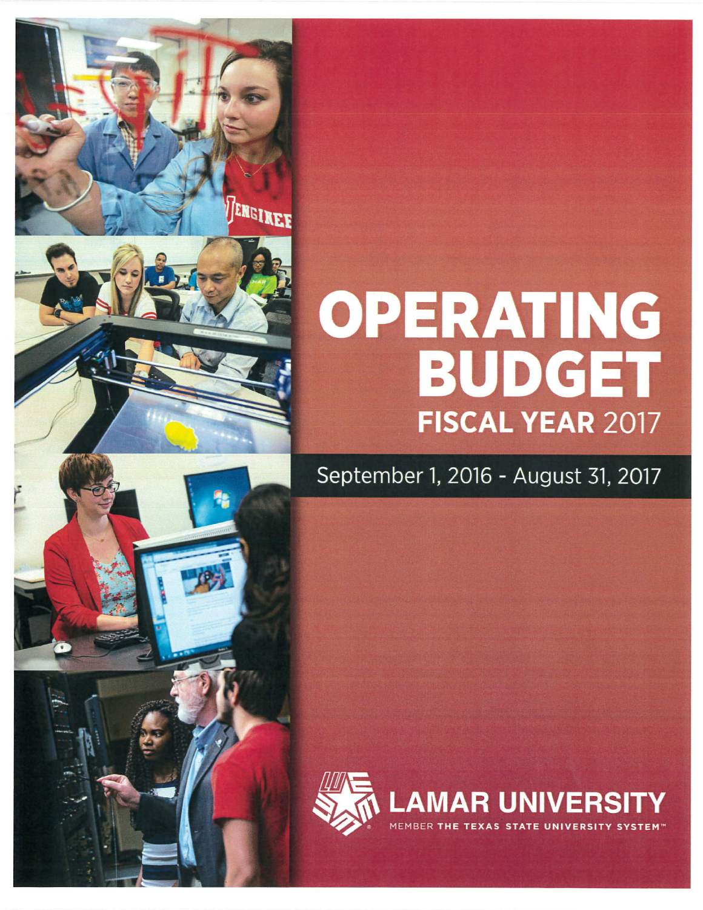# OPERATING BUDGET

## FISCAL YEAR 2017

September 1, 2016 - August 31, 2017

LAMAR UNIVERSITY

MEMBER THE TEXAS STATE UNIVERSITY SYSTEM™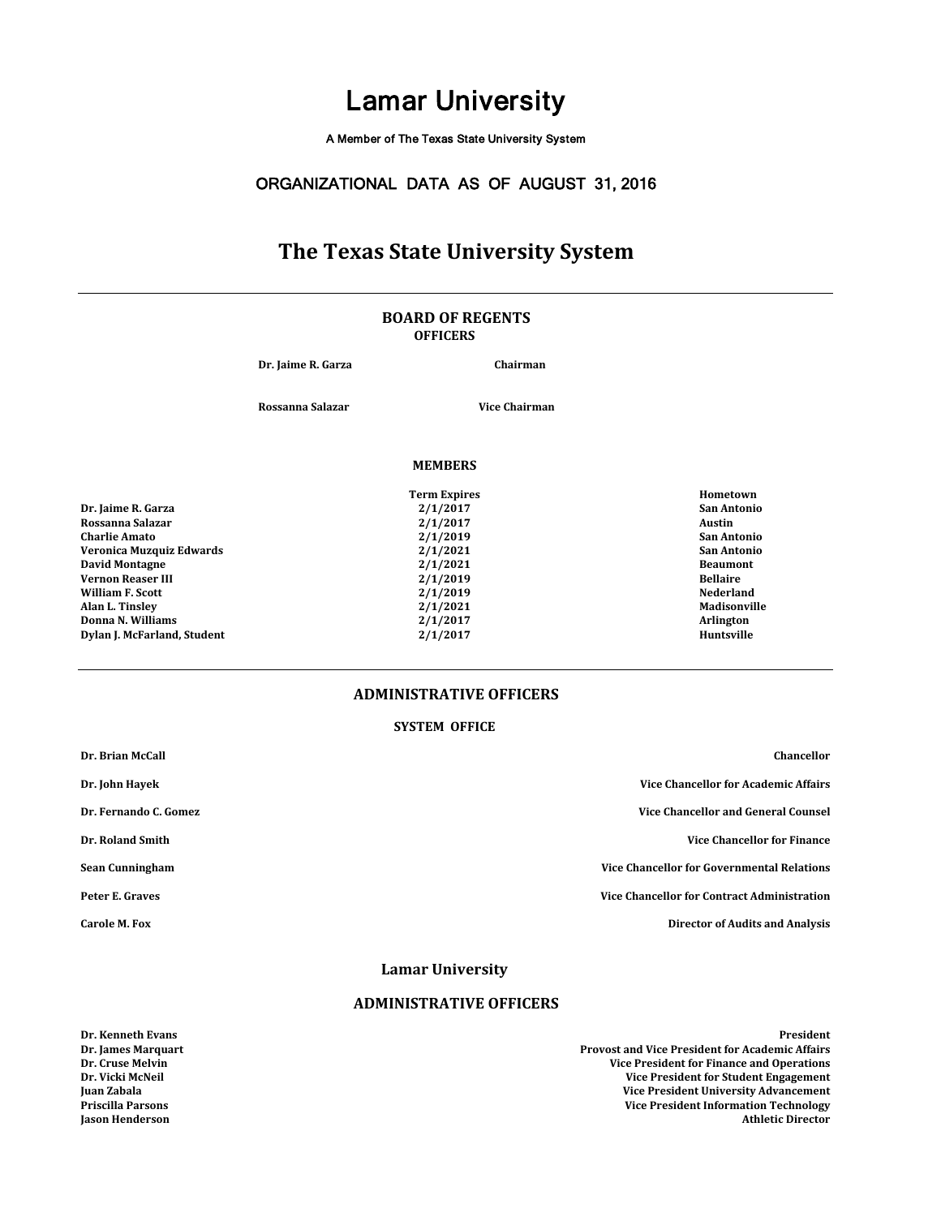# Lamar University

A Member of The Texas State University System

## ORGANIZATIONAL DATA AS OF AUGUST 31, 2016

# The Texas State University System

## BOARD OF REGENTS

### OFFICERS

| | |
|---|---|
| **Dr. Jaime R. Garza** | **Chairman** |
| **Rossanna Salazar** | **Vice Chairman** |

### MEMBERS

| | Term Expires | Hometown |
|---|---|---|
| **Dr. Jaime R. Garza** | 2/1/2017 | San Antonio |
| **Rossanna Salazar** | 2/1/2017 | Austin |
| **Charlie Amato** | 2/1/2019 | San Antonio |
| **Veronica Muzquiz Edwards** | 2/1/2021 | San Antonio |
| **David Montagne** | 2/1/2021 | Beaumont |
| **Vernon Reaser III** | 2/1/2019 | Bellaire |
| **William F. Scott** | 2/1/2019 | Nederland |
| **Alan L. Tinsley** | 2/1/2021 | Madisonville |
| **Donna N. Williams** | 2/1/2017 | Arlington |
| **Dylan J. McFarland, Student** | 2/1/2017 | Huntsville |

## ADMINISTRATIVE OFFICERS

### SYSTEM OFFICE

| | |
|---|---|
| **Dr. Brian McCall** | **Chancellor** |
| **Dr. John Hayek** | **Vice Chancellor for Academic Affairs** |
| **Dr. Fernando C. Gomez** | **Vice Chancellor and General Counsel** |
| **Dr. Roland Smith** | **Vice Chancellor for Finance** |
| **Sean Cunningham** | **Vice Chancellor for Governmental Relations** |
| **Peter E. Graves** | **Vice Chancellor for Contract Administration** |
| **Carole M. Fox** | **Director of Audits and Analysis** |

## Lamar University

### ADMINISTRATIVE OFFICERS

| | |
|---|---|
| **Dr. Kenneth Evans** | **President** |
| **Dr. James Marquart** | **Provost and Vice President for Academic Affairs** |
| **Dr. Cruse Melvin** | **Vice President for Finance and Operations** |
| **Dr. Vicki McNeil** | **Vice President for Student Engagement** |
| **Juan Zabala** | **Vice President University Advancement** |
| **Priscilla Parsons** | **Vice President Information Technology** |
| **Jason Henderson** | **Athletic Director** |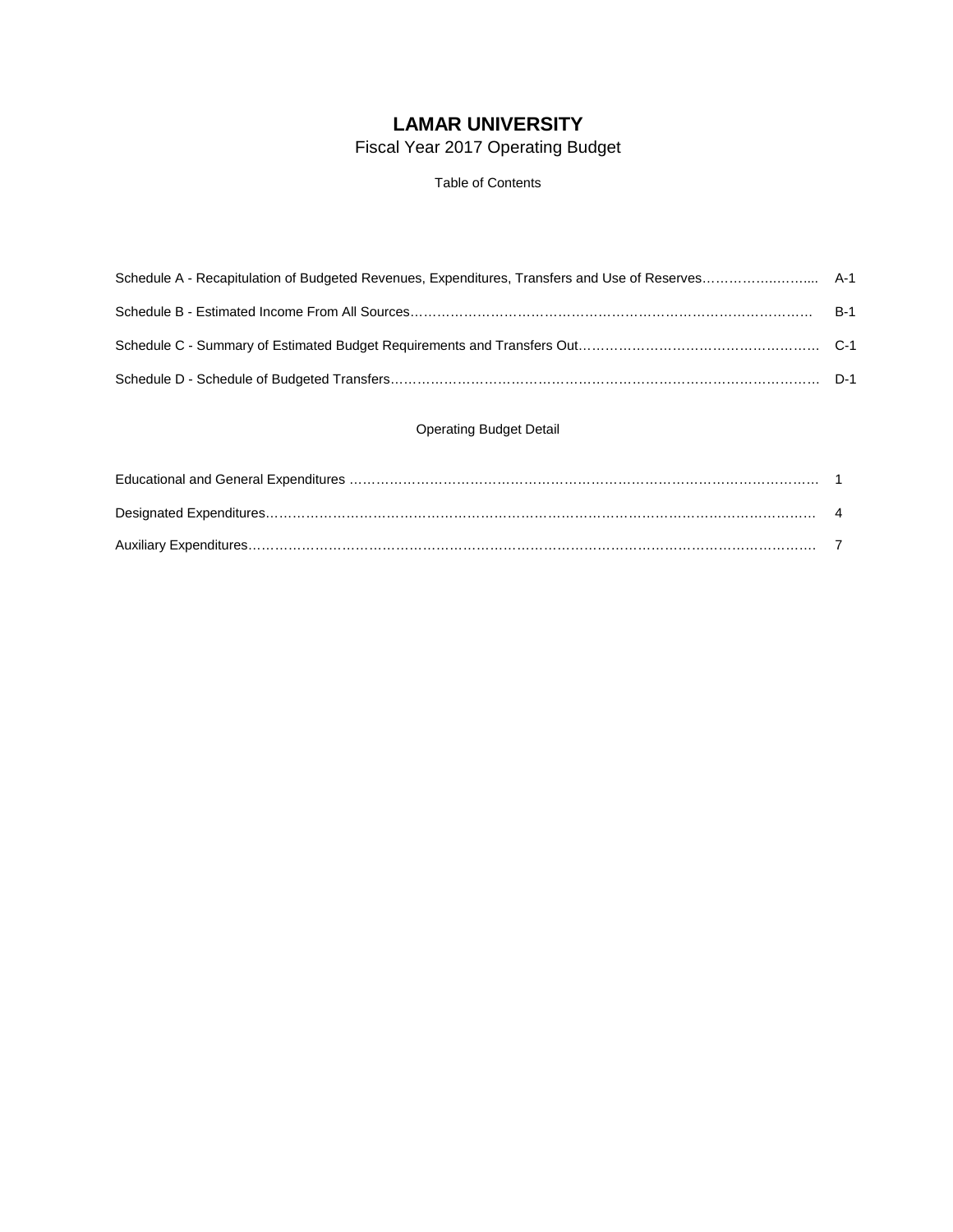# LAMAR UNIVERSITY

Fiscal Year 2017 Operating Budget

Table of Contents

| | |
|---|---|
| Schedule A - Recapitulation of Budgeted Revenues, Expenditures, Transfers and Use of Reserves | A-1 |
| Schedule B - Estimated Income From All Sources | B-1 |
| Schedule C - Summary of Estimated Budget Requirements and Transfers Out | C-1 |
| Schedule D - Schedule of Budgeted Transfers | D-1 |

Operating Budget Detail

| | |
|---|---|
| Educational and General Expenditures | 1 |
| Designated Expenditures | 4 |
| Auxiliary Expenditures | 7 |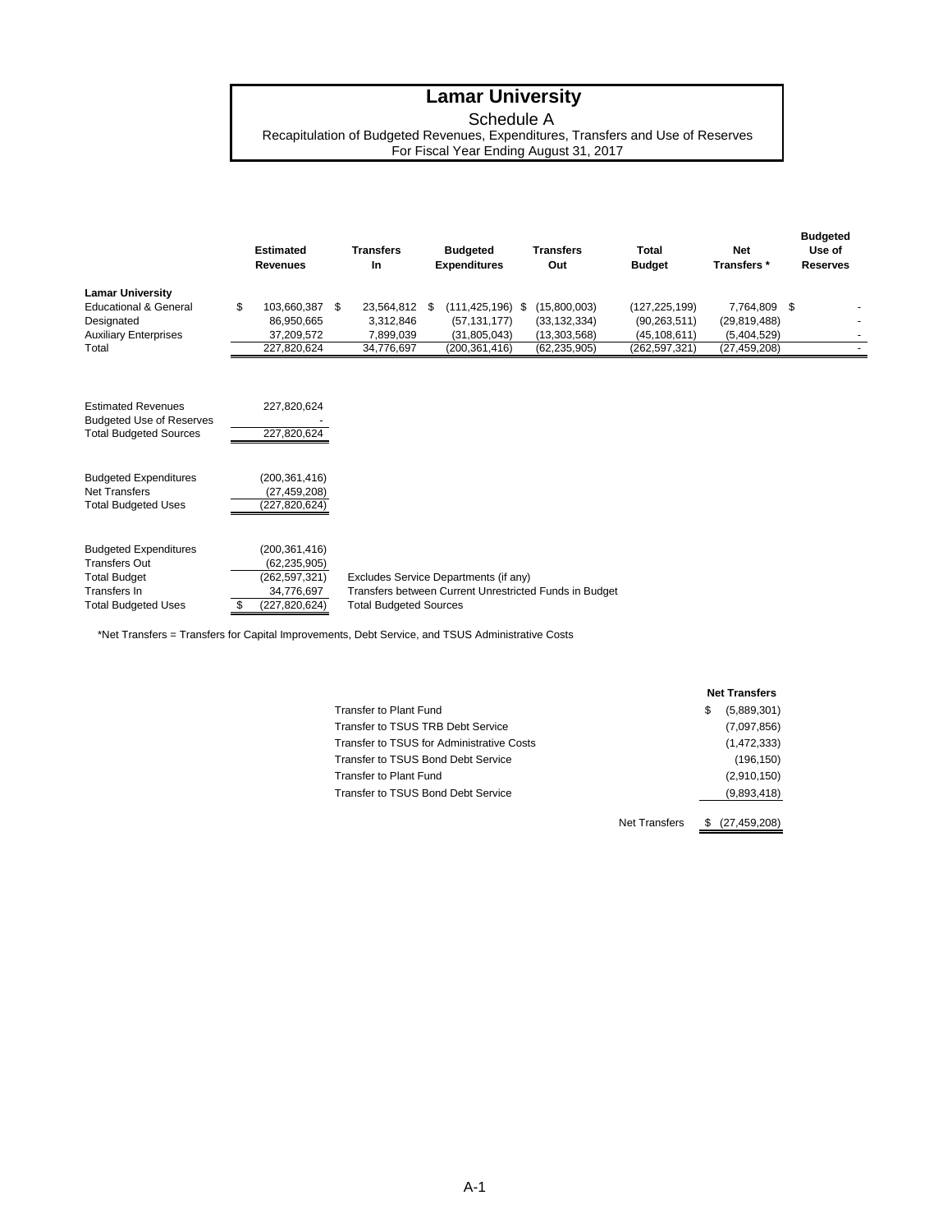# Lamar University

Schedule A

Recapitulation of Budgeted Revenues, Expenditures, Transfers and Use of Reserves

For Fiscal Year Ending August 31, 2017

| | Estimated Revenues | Transfers In | Budgeted Expenditures | Transfers Out | Total Budget | Net Transfers * | Budgeted Use of Reserves |
|---|---|---|---|---|---|---|---|
| **Lamar University** | | | | | | | |
| Educational & General | $ 103,660,387 | $ 23,564,812 | $ (111,425,196) | $ (15,800,003) | (127,225,199) | 7,764,809 | $ - |
| Designated | 86,950,665 | 3,312,846 | (57,131,177) | (33,132,334) | (90,263,511) | (29,819,488) | - |
| Auxiliary Enterprises | 37,209,572 | 7,899,039 | (31,805,043) | (13,303,568) | (45,108,611) | (5,404,529) | - |
| Total | 227,820,624 | 34,776,697 | (200,361,416) | (62,235,905) | (262,597,321) | (27,459,208) | - |

| | | |
|---|---|---|
| Estimated Revenues | 227,820,624 | |
| Budgeted Use of Reserves | - | |
| Total Budgeted Sources | 227,820,624 | |
| | | |
| Budgeted Expenditures | (200,361,416) | |
| Net Transfers | (27,459,208) | |
| Total Budgeted Uses | (227,820,624) | |
| | | |
| Budgeted Expenditures | (200,361,416) | |
| Transfers Out | (62,235,905) | |
| Total Budget | (262,597,321) | Excludes Service Departments (if any) |
| Transfers In | 34,776,697 | Transfers between Current Unrestricted Funds in Budget |
| Total Budgeted Uses | $ (227,820,624) | Total Budgeted Sources |

*Net Transfers = Transfers for Capital Improvements, Debt Service, and TSUS Administrative Costs

| | Net Transfers |
|---|---|
| Transfer to Plant Fund | $ (5,889,301) |
| Transfer to TSUS TRB Debt Service | (7,097,856) |
| Transfer to TSUS for Administrative Costs | (1,472,333) |
| Transfer to TSUS Bond Debt Service | (196,150) |
| Transfer to Plant Fund | (2,910,150) |
| Transfer to TSUS Bond Debt Service | (9,893,418) |
| Net Transfers | $ (27,459,208) |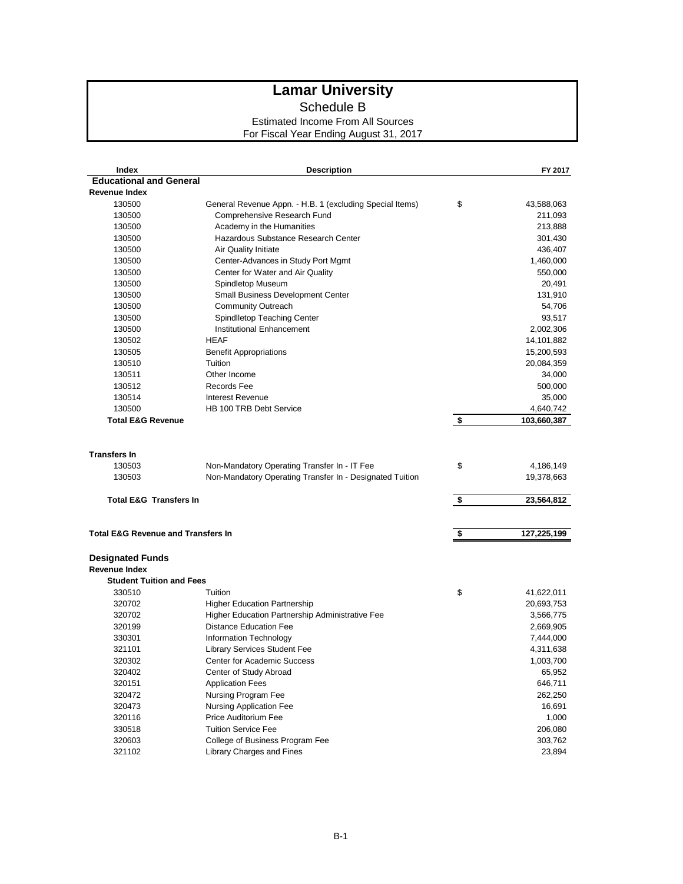# Lamar University

## Schedule B

### Estimated Income From All Sources

### For Fiscal Year Ending August 31, 2017

| Index | Description | | FY 2017 |
|---|---|---|---|
| **Educational and General** | | | |
| **Revenue Index** | | | |
| 130500 | General Revenue Appn. - H.B. 1 (excluding Special Items) | $ | 43,588,063 |
| 130500 | Comprehensive Research Fund | | 211,093 |
| 130500 | Academy in the Humanities | | 213,888 |
| 130500 | Hazardous Substance Research Center | | 301,430 |
| 130500 | Air Quality Initiate | | 436,407 |
| 130500 | Center-Advances in Study Port Mgmt | | 1,460,000 |
| 130500 | Center for Water and Air Quality | | 550,000 |
| 130500 | Spindletop Museum | | 20,491 |
| 130500 | Small Business Development Center | | 131,910 |
| 130500 | Community Outreach | | 54,706 |
| 130500 | Spindlletop Teaching Center | | 93,517 |
| 130500 | Institutional Enhancement | | 2,002,306 |
| 130502 | HEAF | | 14,101,882 |
| 130505 | Benefit Appropriations | | 15,200,593 |
| 130510 | Tuition | | 20,084,359 |
| 130511 | Other Income | | 34,000 |
| 130512 | Records Fee | | 500,000 |
| 130514 | Interest Revenue | | 35,000 |
| 130500 | HB 100 TRB Debt Service | | 4,640,742 |
| **Total E&G Revenue** | | **$** | **103,660,387** |
| | | | |
| **Transfers In** | | | |
| 130503 | Non-Mandatory Operating Transfer In - IT Fee | $ | 4,186,149 |
| 130503 | Non-Mandatory Operating Transfer In - Designated Tuition | | 19,378,663 |
| **Total E&G Transfers In** | | **$** | **23,564,812** |
| | | | |
| **Total E&G Revenue and Transfers In** | | **$** | **127,225,199** |
| | | | |
| **Designated Funds** | | | |
| **Revenue Index** | | | |
| **Student Tuition and Fees** | | | |
| 330510 | Tuition | $ | 41,622,011 |
| 320702 | Higher Education Partnership | | 20,693,753 |
| 320702 | Higher Education Partnership Administrative Fee | | 3,566,775 |
| 320199 | Distance Education Fee | | 2,669,905 |
| 330301 | Information Technology | | 7,444,000 |
| 321101 | Library Services Student Fee | | 4,311,638 |
| 320302 | Center for Academic Success | | 1,003,700 |
| 320402 | Center of Study Abroad | | 65,952 |
| 320151 | Application Fees | | 646,711 |
| 320472 | Nursing Program Fee | | 262,250 |
| 320473 | Nursing Application Fee | | 16,691 |
| 320116 | Price Auditorium Fee | | 1,000 |
| 330518 | Tuition Service Fee | | 206,080 |
| 320603 | College of Business Program Fee | | 303,762 |
| 321102 | Library Charges and Fines | | 23,894 |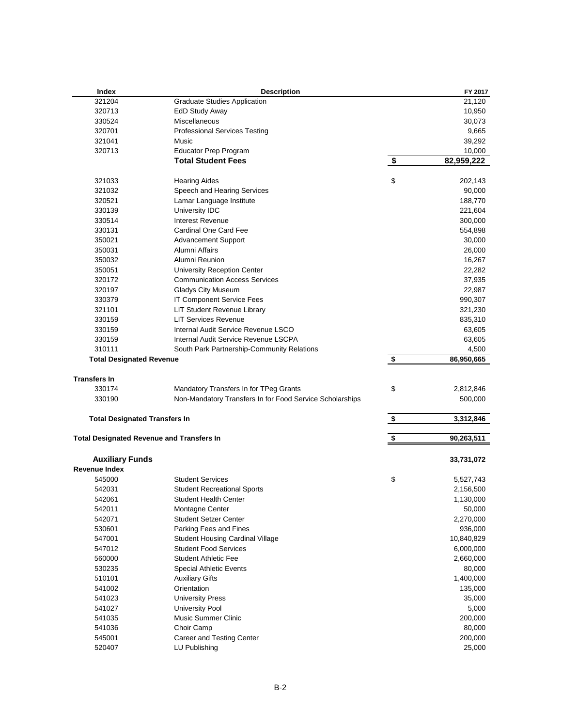| Index | Description | | FY 2017 |
|---|---|---|---|
| 321204 | Graduate Studies Application | | 21,120 |
| 320713 | EdD Study Away | | 10,950 |
| 330524 | Miscellaneous | | 30,073 |
| 320701 | Professional Services Testing | | 9,665 |
| 321041 | Music | | 39,292 |
| 320713 | Educator Prep Program | | 10,000 |
| | **Total Student Fees** | **$** | **82,959,222** |
| | | | |
| 321033 | Hearing Aides | $ | 202,143 |
| 321032 | Speech and Hearing Services | | 90,000 |
| 320521 | Lamar Language Institute | | 188,770 |
| 330139 | University IDC | | 221,604 |
| 330514 | Interest Revenue | | 300,000 |
| 330131 | Cardinal One Card Fee | | 554,898 |
| 350021 | Advancement Support | | 30,000 |
| 350031 | Alumni Affairs | | 26,000 |
| 350032 | Alumni Reunion | | 16,267 |
| 350051 | University Reception Center | | 22,282 |
| 320172 | Communication Access Services | | 37,935 |
| 320197 | Gladys City Museum | | 22,987 |
| 330379 | IT Component Service Fees | | 990,307 |
| 321101 | LIT Student Revenue Library | | 321,230 |
| 330159 | LIT Services Revenue | | 835,310 |
| 330159 | Internal Audit Service Revenue LSCO | | 63,605 |
| 330159 | Internal Audit Service Revenue LSCPA | | 63,605 |
| 310111 | South Park Partnership-Community Relations | | 4,500 |
| **Total Designated Revenue** | | **$** | **86,950,665** |
| | | | |
| **Transfers In** | | | |
| 330174 | Mandatory Transfers In for TPeg Grants | $ | 2,812,846 |
| 330190 | Non-Mandatory Transfers In for Food Service Scholarships | | 500,000 |
| | | | |
| **Total Designated Transfers In** | | **$** | **3,312,846** |
| | | | |
| **Total Designated Revenue and Transfers In** | | **$** | **90,263,511** |
| | | | |
| **Auxiliary Funds** | | | **33,731,072** |
| **Revenue Index** | | | |
| 545000 | Student Services | $ | 5,527,743 |
| 542031 | Student Recreational Sports | | 2,156,500 |
| 542061 | Student Health Center | | 1,130,000 |
| 542011 | Montagne Center | | 50,000 |
| 542071 | Student Setzer Center | | 2,270,000 |
| 530601 | Parking Fees and Fines | | 936,000 |
| 547001 | Student Housing Cardinal Village | | 10,840,829 |
| 547012 | Student Food Services | | 6,000,000 |
| 560000 | Student Athletic Fee | | 2,660,000 |
| 530235 | Special Athletic Events | | 80,000 |
| 510101 | Auxiliary Gifts | | 1,400,000 |
| 541002 | Orientation | | 135,000 |
| 541023 | University Press | | 35,000 |
| 541027 | University Pool | | 5,000 |
| 541035 | Music Summer Clinic | | 200,000 |
| 541036 | Choir Camp | | 80,000 |
| 545001 | Career and Testing Center | | 200,000 |
| 520407 | LU Publishing | | 25,000 |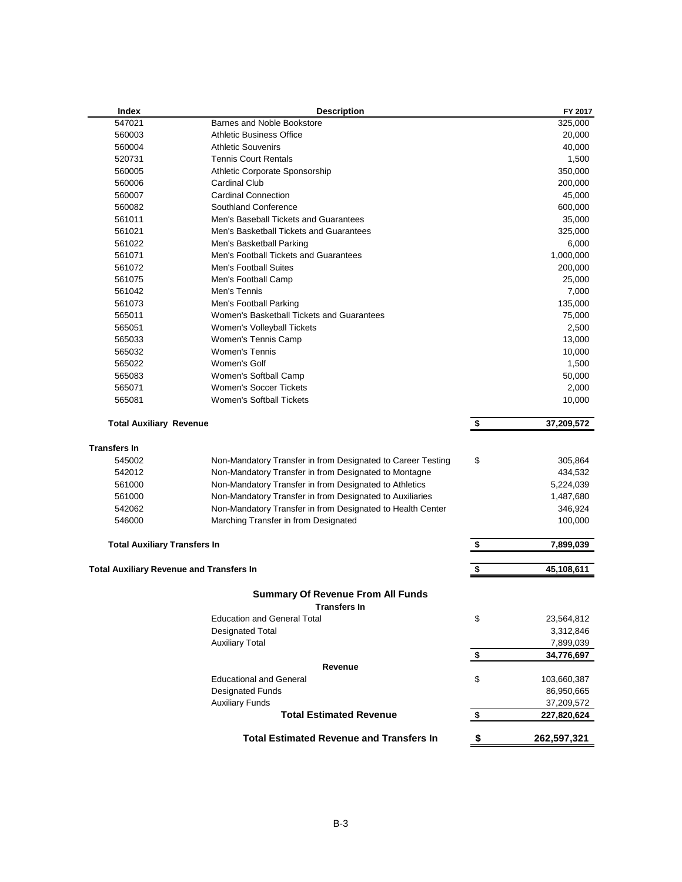| Index | Description | | FY 2017 |
|---|---|---|---|
| 547021 | Barnes and Noble Bookstore | | 325,000 |
| 560003 | Athletic Business Office | | 20,000 |
| 560004 | Athletic Souvenirs | | 40,000 |
| 520731 | Tennis Court Rentals | | 1,500 |
| 560005 | Athletic Corporate Sponsorship | | 350,000 |
| 560006 | Cardinal Club | | 200,000 |
| 560007 | Cardinal Connection | | 45,000 |
| 560082 | Southland Conference | | 600,000 |
| 561011 | Men's Baseball Tickets and Guarantees | | 35,000 |
| 561021 | Men's Basketball Tickets and Guarantees | | 325,000 |
| 561022 | Men's Basketball Parking | | 6,000 |
| 561071 | Men's Football Tickets and Guarantees | | 1,000,000 |
| 561072 | Men's Football Suites | | 200,000 |
| 561075 | Men's Football Camp | | 25,000 |
| 561042 | Men's Tennis | | 7,000 |
| 561073 | Men's Football Parking | | 135,000 |
| 565011 | Women's Basketball Tickets and Guarantees | | 75,000 |
| 565051 | Women's Volleyball Tickets | | 2,500 |
| 565033 | Women's Tennis Camp | | 13,000 |
| 565032 | Women's Tennis | | 10,000 |
| 565022 | Women's Golf | | 1,500 |
| 565083 | Women's Softball Camp | | 50,000 |
| 565071 | Women's Soccer Tickets | | 2,000 |
| 565081 | Women's Softball Tickets | | 10,000 |
| **Total Auxiliary Revenue** | | **$** | **37,209,572** |
| **Transfers In** | | | |
| 545002 | Non-Mandatory Transfer in from Designated to Career Testing | $ | 305,864 |
| 542012 | Non-Mandatory Transfer in from Designated to Montagne | | 434,532 |
| 561000 | Non-Mandatory Transfer in from Designated to Athletics | | 5,224,039 |
| 561000 | Non-Mandatory Transfer in from Designated to Auxiliaries | | 1,487,680 |
| 542062 | Non-Mandatory Transfer in from Designated to Health Center | | 346,924 |
| 546000 | Marching Transfer in from Designated | | 100,000 |
| **Total Auxiliary Transfers In** | | **$** | **7,899,039** |
| **Total Auxiliary Revenue and Transfers In** | | **$** | **45,108,611** |

## Summary Of Revenue From All Funds

| | | |
|---|---|---|
| **Transfers In** | | |
| Education and General Total | $ | 23,564,812 |
| Designated Total | | 3,312,846 |
| Auxiliary Total | | 7,899,039 |
| | **$** | **34,776,697** |
| **Revenue** | | |
| Educational and General | $ | 103,660,387 |
| Designated Funds | | 86,950,665 |
| Auxiliary Funds | | 37,209,572 |
| **Total Estimated Revenue** | **$** | **227,820,624** |
| **Total Estimated Revenue and Transfers In** | **$** | **262,597,321** |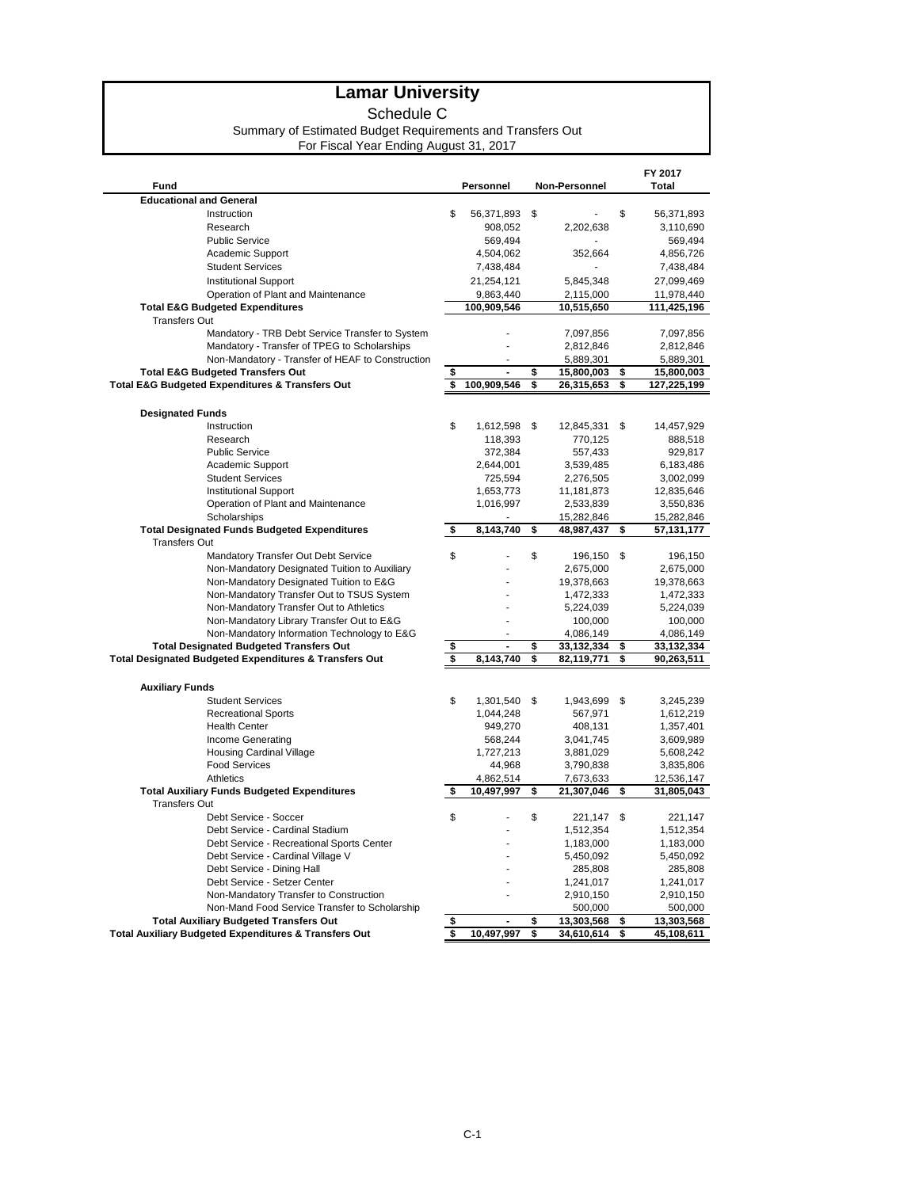# Lamar University

## Schedule C

### Summary of Estimated Budget Requirements and Transfers Out

For Fiscal Year Ending August 31, 2017

| Fund | Personnel | Non-Personnel | FY 2017 Total |
|---|---|---|---|
| **Educational and General** | | | |
| Instruction | $ 56,371,893 | $ - | $ 56,371,893 |
| Research | 908,052 | 2,202,638 | 3,110,690 |
| Public Service | 569,494 | - | 569,494 |
| Academic Support | 4,504,062 | 352,664 | 4,856,726 |
| Student Services | 7,438,484 | - | 7,438,484 |
| Institutional Support | 21,254,121 | 5,845,348 | 27,099,469 |
| Operation of Plant and Maintenance | 9,863,440 | 2,115,000 | 11,978,440 |
| **Total E&G Budgeted Expenditures** | **100,909,546** | **10,515,650** | **111,425,196** |
| Transfers Out | | | |
| Mandatory - TRB Debt Service Transfer to System | - | 7,097,856 | 7,097,856 |
| Mandatory - Transfer of TPEG to Scholarships | - | 2,812,846 | 2,812,846 |
| Non-Mandatory - Transfer of HEAF to Construction | - | 5,889,301 | 5,889,301 |
| **Total E&G Budgeted Transfers Out** | **$ -** | **$ 15,800,003** | **$ 15,800,003** |
| **Total E&G Budgeted Expenditures & Transfers Out** | **$ 100,909,546** | **$ 26,315,653** | **$ 127,225,199** |
| | | | |
| **Designated Funds** | | | |
| Instruction | $ 1,612,598 | $ 12,845,331 | $ 14,457,929 |
| Research | 118,393 | 770,125 | 888,518 |
| Public Service | 372,384 | 557,433 | 929,817 |
| Academic Support | 2,644,001 | 3,539,485 | 6,183,486 |
| Student Services | 725,594 | 2,276,505 | 3,002,099 |
| Institutional Support | 1,653,773 | 11,181,873 | 12,835,646 |
| Operation of Plant and Maintenance | 1,016,997 | 2,533,839 | 3,550,836 |
| Scholarships | - | 15,282,846 | 15,282,846 |
| **Total Designated Funds Budgeted Expenditures** | **$ 8,143,740** | **$ 48,987,437** | **$ 57,131,177** |
| Transfers Out | | | |
| Mandatory Transfer Out Debt Service | $ - | $ 196,150 | $ 196,150 |
| Non-Mandatory Designated Tuition to Auxiliary | - | 2,675,000 | 2,675,000 |
| Non-Mandatory Designated Tuition to E&G | - | 19,378,663 | 19,378,663 |
| Non-Mandatory Transfer Out to TSUS System | - | 1,472,333 | 1,472,333 |
| Non-Mandatory Transfer Out to Athletics | - | 5,224,039 | 5,224,039 |
| Non-Mandatory Library Transfer Out to E&G | - | 100,000 | 100,000 |
| Non-Mandatory Information Technology to E&G | - | 4,086,149 | 4,086,149 |
| **Total Designated Budgeted Transfers Out** | **$ -** | **$ 33,132,334** | **$ 33,132,334** |
| **Total Designated Budgeted Expenditures & Transfers Out** | **$ 8,143,740** | **$ 82,119,771** | **$ 90,263,511** |
| | | | |
| **Auxiliary Funds** | | | |
| Student Services | $ 1,301,540 | $ 1,943,699 | $ 3,245,239 |
| Recreational Sports | 1,044,248 | 567,971 | 1,612,219 |
| Health Center | 949,270 | 408,131 | 1,357,401 |
| Income Generating | 568,244 | 3,041,745 | 3,609,989 |
| Housing Cardinal Village | 1,727,213 | 3,881,029 | 5,608,242 |
| Food Services | 44,968 | 3,790,838 | 3,835,806 |
| Athletics | 4,862,514 | 7,673,633 | 12,536,147 |
| **Total Auxiliary Funds Budgeted Expenditures** | **$ 10,497,997** | **$ 21,307,046** | **$ 31,805,043** |
| Transfers Out | | | |
| Debt Service - Soccer | $ - | $ 221,147 | $ 221,147 |
| Debt Service - Cardinal Stadium | - | 1,512,354 | 1,512,354 |
| Debt Service - Recreational Sports Center | - | 1,183,000 | 1,183,000 |
| Debt Service - Cardinal Village V | - | 5,450,092 | 5,450,092 |
| Debt Service - Dining Hall | - | 285,808 | 285,808 |
| Debt Service - Setzer Center | - | 1,241,017 | 1,241,017 |
| Non-Mandatory Transfer to Construction | - | 2,910,150 | 2,910,150 |
| Non-Mand Food Service Transfer to Scholarship | | 500,000 | 500,000 |
| **Total Auxiliary Budgeted Transfers Out** | **$ -** | **$ 13,303,568** | **$ 13,303,568** |
| **Total Auxiliary Budgeted Expenditures & Transfers Out** | **$ 10,497,997** | **$ 34,610,614** | **$ 45,108,611** |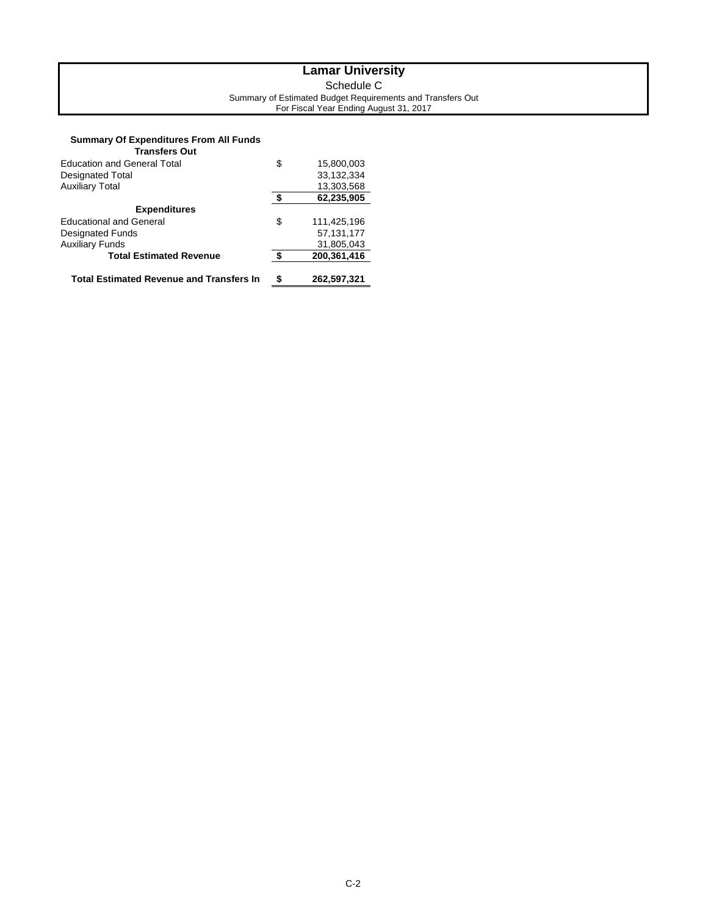# Lamar University

Schedule C

Summary of Estimated Budget Requirements and Transfers Out

For Fiscal Year Ending August 31, 2017

| **Summary Of Expenditures From All Funds** | | |
|---|---|---|
| **Transfers Out** | | |
| Education and General Total | $ | 15,800,003 |
| Designated Total | | 33,132,334 |
| Auxiliary Total | | 13,303,568 |
| | **$** | **62,235,905** |
| **Expenditures** | | |
| Educational and General | $ | 111,425,196 |
| Designated Funds | | 57,131,177 |
| Auxiliary Funds | | 31,805,043 |
| **Total Estimated Revenue** | **$** | **200,361,416** |
| | | |
| **Total Estimated Revenue and Transfers In** | **$** | **262,597,321** |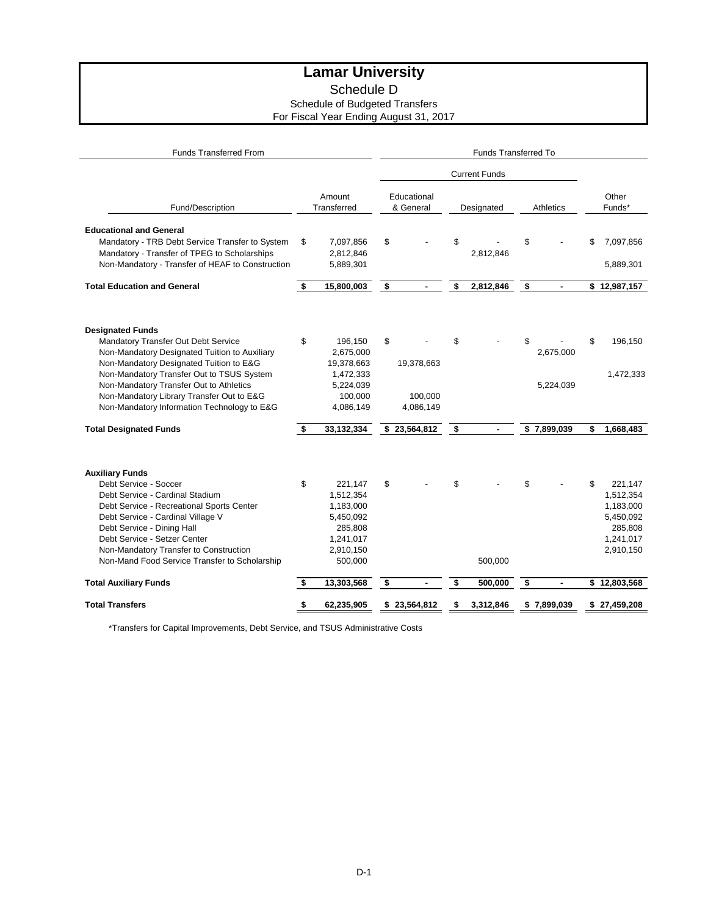# Lamar University

## Schedule D

### Schedule of Budgeted Transfers

For Fiscal Year Ending August 31, 2017

| Funds Transferred From | | Funds Transferred To | | | |
|---|---|---|---|---|---|
| | | Current Funds | | | |
| Fund/Description | Amount Transferred | Educational & General | Designated | Athletics | Other Funds* |
| **Educational and General** | | | | | |
| Mandatory - TRB Debt Service Transfer to System | $ 7,097,856 | $ - | $ - | $ - | $ 7,097,856 |
| Mandatory - Transfer of TPEG to Scholarships | 2,812,846 | | 2,812,846 | | |
| Non-Mandatory - Transfer of HEAF to Construction | 5,889,301 | | | | 5,889,301 |
| **Total Education and General** | **$ 15,800,003** | **$ -** | **$ 2,812,846** | **$ -** | **$ 12,987,157** |
| **Designated Funds** | | | | | |
| Mandatory Transfer Out Debt Service | $ 196,150 | $ - | $ - | $ - | $ 196,150 |
| Non-Mandatory Designated Tuition to Auxiliary | 2,675,000 | | | 2,675,000 | |
| Non-Mandatory Designated Tuition to E&G | 19,378,663 | 19,378,663 | | | |
| Non-Mandatory Transfer Out to TSUS System | 1,472,333 | | | | 1,472,333 |
| Non-Mandatory Transfer Out to Athletics | 5,224,039 | | | 5,224,039 | |
| Non-Mandatory Library Transfer Out to E&G | 100,000 | 100,000 | | | |
| Non-Mandatory Information Technology to E&G | 4,086,149 | 4,086,149 | | | |
| **Total Designated Funds** | **$ 33,132,334** | **$ 23,564,812** | **$ -** | **$ 7,899,039** | **$ 1,668,483** |
| **Auxiliary Funds** | | | | | |
| Debt Service - Soccer | $ 221,147 | $ - | $ - | $ - | $ 221,147 |
| Debt Service - Cardinal Stadium | 1,512,354 | | | | 1,512,354 |
| Debt Service - Recreational Sports Center | 1,183,000 | | | | 1,183,000 |
| Debt Service - Cardinal Village V | 5,450,092 | | | | 5,450,092 |
| Debt Service - Dining Hall | 285,808 | | | | 285,808 |
| Debt Service - Setzer Center | 1,241,017 | | | | 1,241,017 |
| Non-Mandatory Transfer to Construction | 2,910,150 | | | | 2,910,150 |
| Non-Mand Food Service Transfer to Scholarship | 500,000 | | 500,000 | | |
| **Total Auxiliary Funds** | **$ 13,303,568** | **$ -** | **$ 500,000** | **$ -** | **$ 12,803,568** |
| **Total Transfers** | **$ 62,235,905** | **$ 23,564,812** | **$ 3,312,846** | **$ 7,899,039** | **$ 27,459,208** |

*Transfers for Capital Improvements, Debt Service, and TSUS Administrative Costs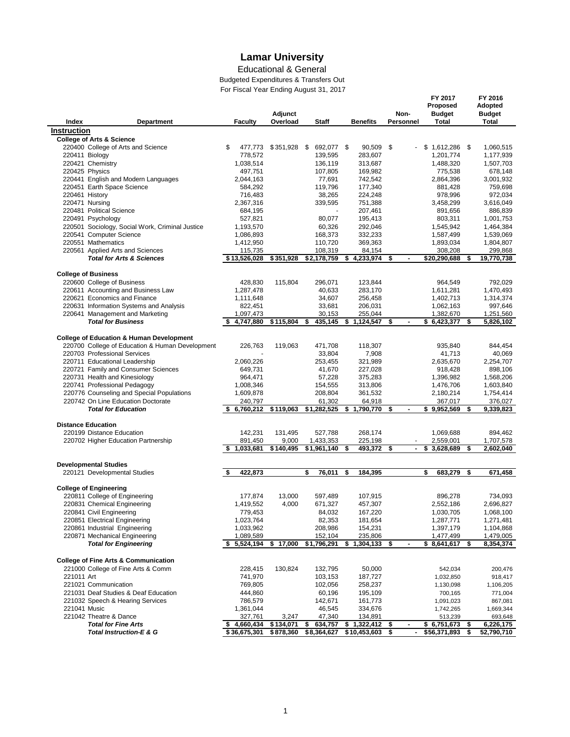# Lamar University

## Educational & General

### Budgeted Expenditures & Transfers Out

For Fiscal Year Ending August 31, 2017

| Index | Department | Faculty | Adjunct Overload | Staff | Benefits | Non-Personnel | FY 2017 Proposed Budget Total | FY 2016 Adopted Budget Total |
|---|---|---|---|---|---|---|---|---|
| **Instruction** | | | | | | | | |
| **College of Arts & Science** | | | | | | | | |
| 220400 | College of Arts and Science | $ 477,773 | $351,928 | $ 692,077 | $ 90,509 | $ - | $ 1,612,286 | $ 1,060,515 |
| 220411 | Biology | 778,572 | | 139,595 | 283,607 | | 1,201,774 | 1,177,939 |
| 220421 | Chemistry | 1,038,514 | | 136,119 | 313,687 | | 1,488,320 | 1,507,703 |
| 220425 | Physics | 497,751 | | 107,805 | 169,982 | | 775,538 | 678,148 |
| 220441 | English and Modern Languages | 2,044,163 | | 77,691 | 742,542 | | 2,864,396 | 3,001,932 |
| 220451 | Earth Space Science | 584,292 | | 119,796 | 177,340 | | 881,428 | 759,698 |
| 220461 | History | 716,483 | | 38,265 | 224,248 | | 978,996 | 972,034 |
| 220471 | Nursing | 2,367,316 | | 339,595 | 751,388 | | 3,458,299 | 3,616,049 |
| 220481 | Political Science | 684,195 | | - | 207,461 | | 891,656 | 886,839 |
| 220491 | Psychology | 527,821 | | 80,077 | 195,413 | | 803,311 | 1,001,753 |
| 220501 | Sociology, Social Work, Criminal Justice | 1,193,570 | | 60,326 | 292,046 | | 1,545,942 | 1,464,384 |
| 220541 | Computer Science | 1,086,893 | | 168,373 | 332,233 | | 1,587,499 | 1,539,069 |
| 220551 | Mathematics | 1,412,950 | | 110,720 | 369,363 | | 1,893,034 | 1,804,807 |
| 220561 | Applied Arts and Sciences | 115,735 | | 108,319 | 84,154 | | 308,208 | 299,868 |
| | ***Total for Arts & Sciences*** | **$13,526,028** | **$351,928** | **$2,178,759** | **$ 4,233,974** | **$ -** | **$20,290,688** | **$ 19,770,738** |
| **College of Business** | | | | | | | | |
| 220600 | College of Business | 428,830 | 115,804 | 296,071 | 123,844 | | 964,549 | 792,029 |
| 220611 | Accounting and Business Law | 1,287,478 | | 40,633 | 283,170 | | 1,611,281 | 1,470,493 |
| 220621 | Economics and Finance | 1,111,648 | | 34,607 | 256,458 | | 1,402,713 | 1,314,374 |
| 220631 | Information Systems and Analysis | 822,451 | | 33,681 | 206,031 | | 1,062,163 | 997,646 |
| 220641 | Management and Marketing | 1,097,473 | | 30,153 | 255,044 | | 1,382,670 | 1,251,560 |
| | ***Total for Business*** | **$ 4,747,880** | **$115,804** | **$ 435,145** | **$ 1,124,547** | **$ -** | **$ 6,423,377** | **$ 5,826,102** |
| **College of Education & Human Development** | | | | | | | | |
| 220700 | College of Education & Human Development | 226,763 | 119,063 | 471,708 | 118,307 | | 935,840 | 844,454 |
| 220703 | Professional Services | - | | 33,804 | 7,908 | | 41,713 | 40,069 |
| 220711 | Educational Leadership | 2,060,226 | | 253,455 | 321,989 | | 2,635,670 | 2,254,707 |
| 220721 | Family and Consumer Sciences | 649,731 | | 41,670 | 227,028 | | 918,428 | 898,106 |
| 220731 | Health and Kinesiology | 964,471 | | 57,228 | 375,283 | | 1,396,982 | 1,568,206 |
| 220741 | Professional Pedagogy | 1,008,346 | | 154,555 | 313,806 | | 1,476,706 | 1,603,840 |
| 220776 | Counseling and Special Populations | 1,609,878 | | 208,804 | 361,532 | | 2,180,214 | 1,754,414 |
| 220742 | On Line Education Doctorate | 240,797 | | 61,302 | 64,918 | | 367,017 | 376,027 |
| | ***Total for Education*** | **$ 6,760,212** | **$119,063** | **$1,282,525** | **$ 1,790,770** | **$ -** | **$ 9,952,569** | **$ 9,339,823** |
| **Distance Education** | | | | | | | | |
| 220199 | Distance Education | 142,231 | 131,495 | 527,788 | 268,174 | | 1,069,688 | 894,462 |
| 220702 | Higher Education Partnership | 891,450 | 9,000 | 1,433,353 | 225,198 | - | 2,559,001 | 1,707,578 |
| | | **$ 1,033,681** | **$140,495** | **$1,961,140** | **$ 493,372** | **$ -** | **$ 3,628,689** | **$ 2,602,040** |
| **Developmental Studies** | | | | | | | | |
| 220121 | Developmental Studies | **$ 422,873** | | **$ 76,011** | **$ 184,395** | | **$ 683,279** | **$ 671,458** |
| **College of Engineering** | | | | | | | | |
| 220811 | College of Engineering | 177,874 | 13,000 | 597,489 | 107,915 | | 896,278 | 734,093 |
| 220831 | Chemical Engineering | 1,419,552 | 4,000 | 671,327 | 457,307 | | 2,552,186 | 2,696,827 |
| 220841 | Civil Engineering | 779,453 | | 84,032 | 167,220 | | 1,030,705 | 1,068,100 |
| 220851 | Electrical Engineering | 1,023,764 | | 82,353 | 181,654 | | 1,287,771 | 1,271,481 |
| 220861 | Industrial Engineering | 1,033,962 | | 208,986 | 154,231 | | 1,397,179 | 1,104,868 |
| 220871 | Mechanical Engineering | 1,089,589 | | 152,104 | 235,806 | | 1,477,499 | 1,479,005 |
| | ***Total for Engineering*** | **$ 5,524,194** | **$ 17,000** | **$1,796,291** | **$ 1,304,133** | **$ -** | **$ 8,641,617** | **$ 8,354,374** |
| **College of Fine Arts & Communication** | | | | | | | | |
| 221000 | College of Fine Arts & Comm | 228,415 | 130,824 | 132,795 | 50,000 | | 542,034 | 200,476 |
| 221011 | Art | 741,970 | | 103,153 | 187,727 | | 1,032,850 | 918,417 |
| 221021 | Communication | 769,805 | | 102,056 | 258,237 | | 1,130,098 | 1,106,205 |
| 221031 | Deaf Studies & Deaf Education | 444,860 | | 60,196 | 195,109 | | 700,165 | 771,004 |
| 221032 | Speech & Hearing Services | 786,579 | | 142,671 | 161,773 | | 1,091,023 | 867,081 |
| 221041 | Music | 1,361,044 | | 46,545 | 334,676 | | 1,742,265 | 1,669,344 |
| 221042 | Theatre & Dance | 327,761 | 3,247 | 47,340 | 134,891 | | 513,239 | 693,648 |
| | ***Total for Fine Arts*** | **$ 4,660,434** | **$134,071** | **$ 634,757** | **$ 1,322,412** | **$ -** | **$ 6,751,673** | **$ 6,226,175** |
| | ***Total Instruction-E & G*** | **$36,675,301** | **$878,360** | **$8,364,627** | **$10,453,603** | **$ -** | **$56,371,893** | **$ 52,790,710** |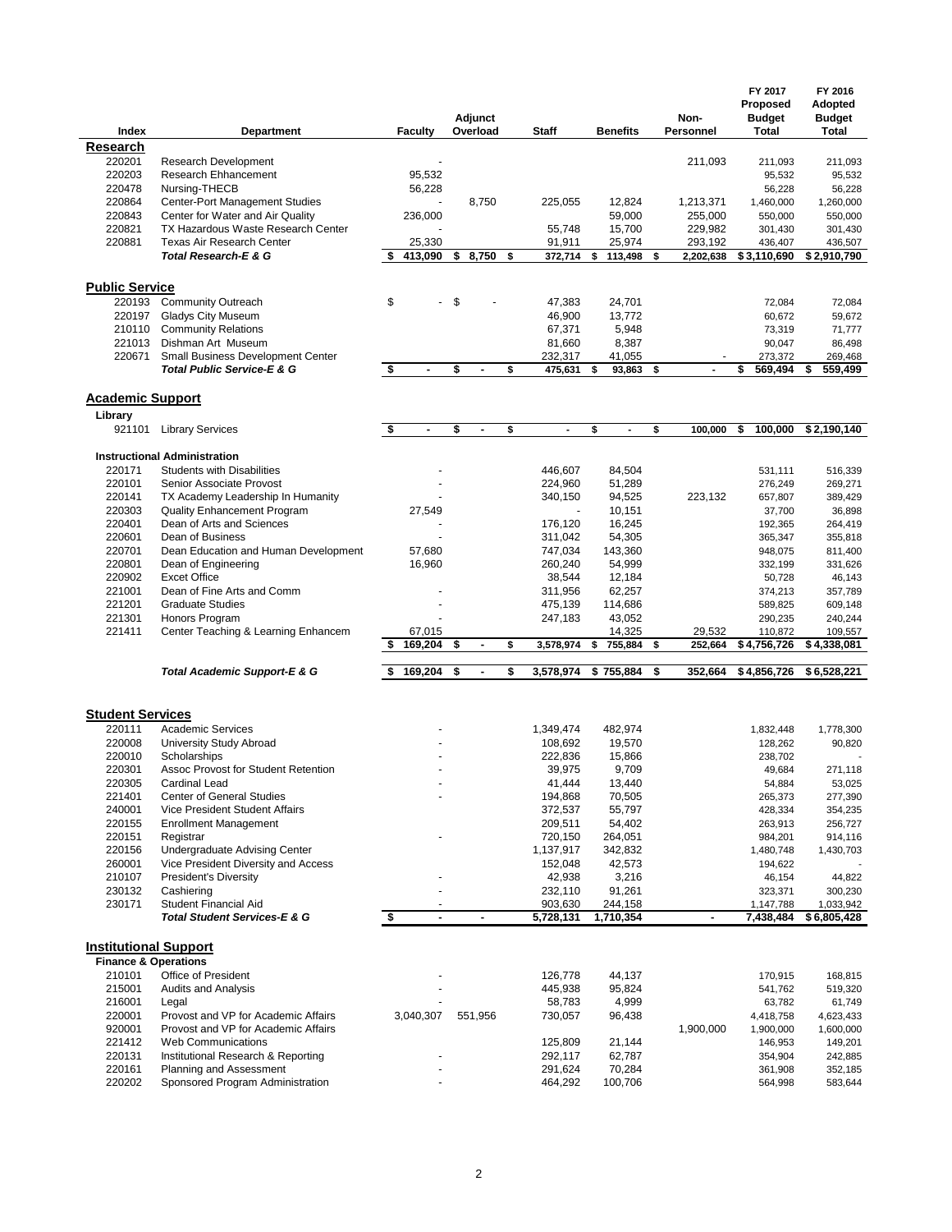| Index | Department | Faculty | Adjunct Overload | Staff | Benefits | Non-Personnel | FY 2017 Proposed Budget Total | FY 2016 Adopted Budget Total |
|---|---|---|---|---|---|---|---|---|
| **Research** | | | | | | | | |
| 220201 | Research Development | - | | | | 211,093 | 211,093 | 211,093 |
| 220203 | Research Ehhancement | 95,532 | | | | | 95,532 | 95,532 |
| 220478 | Nursing-THECB | 56,228 | | | | | 56,228 | 56,228 |
| 220864 | Center-Port Management Studies | - | 8,750 | 225,055 | 12,824 | 1,213,371 | 1,460,000 | 1,260,000 |
| 220843 | Center for Water and Air Quality | 236,000 | | | 59,000 | 255,000 | 550,000 | 550,000 |
| 220821 | TX Hazardous Waste Research Center | - | | 55,748 | 15,700 | 229,982 | 301,430 | 301,430 |
| 220881 | Texas Air Research Center | 25,330 | | 91,911 | 25,974 | 293,192 | 436,407 | 436,507 |
| | ***Total Research-E & G*** | $ 413,090 | $ 8,750 | $ 372,714 | $ 113,498 | $ 2,202,638 | $ 3,110,690 | $ 2,910,790 |
| **Public Service** | | | | | | | | |
| 220193 | Community Outreach | $ - | $ - | 47,383 | 24,701 | | 72,084 | 72,084 |
| 220197 | Gladys City Museum | | | 46,900 | 13,772 | | 60,672 | 59,672 |
| 210110 | Community Relations | | | 67,371 | 5,948 | | 73,319 | 71,777 |
| 221013 | Dishman Art Museum | | | 81,660 | 8,387 | | 90,047 | 86,498 |
| 220671 | Small Business Development Center | | | 232,317 | 41,055 | - | 273,372 | 269,468 |
| | ***Total Public Service-E & G*** | $ - | $ - | $ 475,631 | $ 93,863 | $ - | $ 569,494 | $ 559,499 |
| **Academic Support** | | | | | | | | |
| **Library** | | | | | | | | |
| 921101 | Library Services | $ - | $ - | $ - | $ - | $ 100,000 | $ 100,000 | $ 2,190,140 |
| | **Instructional Administration** | | | | | | | |
| 220171 | Students with Disabilities | - | | 446,607 | 84,504 | | 531,111 | 516,339 |
| 220101 | Senior Associate Provost | - | | 224,960 | 51,289 | | 276,249 | 269,271 |
| 220141 | TX Academy Leadership In Humanity | - | | 340,150 | 94,525 | 223,132 | 657,807 | 389,429 |
| 220303 | Quality Enhancement Program | 27,549 | | - | 10,151 | | 37,700 | 36,898 |
| 220401 | Dean of Arts and Sciences | - | | 176,120 | 16,245 | | 192,365 | 264,419 |
| 220601 | Dean of Business | - | | 311,042 | 54,305 | | 365,347 | 355,818 |
| 220701 | Dean Education and Human Development | 57,680 | | 747,034 | 143,360 | | 948,075 | 811,400 |
| 220801 | Dean of Engineering | 16,960 | | 260,240 | 54,999 | | 332,199 | 331,626 |
| 220902 | Excet Office | | | 38,544 | 12,184 | | 50,728 | 46,143 |
| 221001 | Dean of Fine Arts and Comm | - | | 311,956 | 62,257 | | 374,213 | 357,789 |
| 221201 | Graduate Studies | - | | 475,139 | 114,686 | | 589,825 | 609,148 |
| 221301 | Honors Program | - | | 247,183 | 43,052 | | 290,235 | 240,244 |
| 221411 | Center Teaching & Learning Enhancem | 67,015 | | | 14,325 | 29,532 | 110,872 | 109,557 |
| | | $ 169,204 | $ - | $ 3,578,974 | $ 755,884 | $ 252,664 | $ 4,756,726 | $ 4,338,081 |
| | ***Total Academic Support-E & G*** | $ 169,204 | $ - | $ 3,578,974 | $ 755,884 | $ 352,664 | $ 4,856,726 | $ 6,528,221 |
| **Student Services** | | | | | | | | |
| 220111 | Academic Services | - | | 1,349,474 | 482,974 | | 1,832,448 | 1,778,300 |
| 220008 | University Study Abroad | - | | 108,692 | 19,570 | | 128,262 | 90,820 |
| 220010 | Scholarships | - | | 222,836 | 15,866 | | 238,702 | - |
| 220301 | Assoc Provost for Student Retention | - | | 39,975 | 9,709 | | 49,684 | 271,118 |
| 220305 | Cardinal Lead | - | | 41,444 | 13,440 | | 54,884 | 53,025 |
| 221401 | Center of General Studies | - | | 194,868 | 70,505 | | 265,373 | 277,390 |
| 240001 | Vice President Student Affairs | | | 372,537 | 55,797 | | 428,334 | 354,235 |
| 220155 | Enrollment Management | | | 209,511 | 54,402 | | 263,913 | 256,727 |
| 220151 | Registrar | - | | 720,150 | 264,051 | | 984,201 | 914,116 |
| 220156 | Undergraduate Advising Center | | | 1,137,917 | 342,832 | | 1,480,748 | 1,430,703 |
| 260001 | Vice President Diversity and Access | | | 152,048 | 42,573 | | 194,622 | - |
| 210107 | President's Diversity | - | | 42,938 | 3,216 | | 46,154 | 44,822 |
| 230132 | Cashiering | - | | 232,110 | 91,261 | | 323,371 | 300,230 |
| 230171 | Student Financial Aid | - | | 903,630 | 244,158 | | 1,147,788 | 1,033,942 |
| | ***Total Student Services-E & G*** | $ - | - | 5,728,131 | 1,710,354 | - | 7,438,484 | $ 6,805,428 |
| **Institutional Support** | | | | | | | | |
| **Finance & Operations** | | | | | | | | |
| 210101 | Office of President | - | | 126,778 | 44,137 | | 170,915 | 168,815 |
| 215001 | Audits and Analysis | - | | 445,938 | 95,824 | | 541,762 | 519,320 |
| 216001 | Legal | - | | 58,783 | 4,999 | | 63,782 | 61,749 |
| 220001 | Provost and VP for Academic Affairs | 3,040,307 | 551,956 | 730,057 | 96,438 | | 4,418,758 | 4,623,433 |
| 920001 | Provost and VP for Academic Affairs | | | | | 1,900,000 | 1,900,000 | 1,600,000 |
| 221412 | Web Communications | | | 125,809 | 21,144 | | 146,953 | 149,201 |
| 220131 | Institutional Research & Reporting | - | | 292,117 | 62,787 | | 354,904 | 242,885 |
| 220161 | Planning and Assessment | - | | 291,624 | 70,284 | | 361,908 | 352,185 |
| 220202 | Sponsored Program Administration | - | | 464,292 | 100,706 | | 564,998 | 583,644 |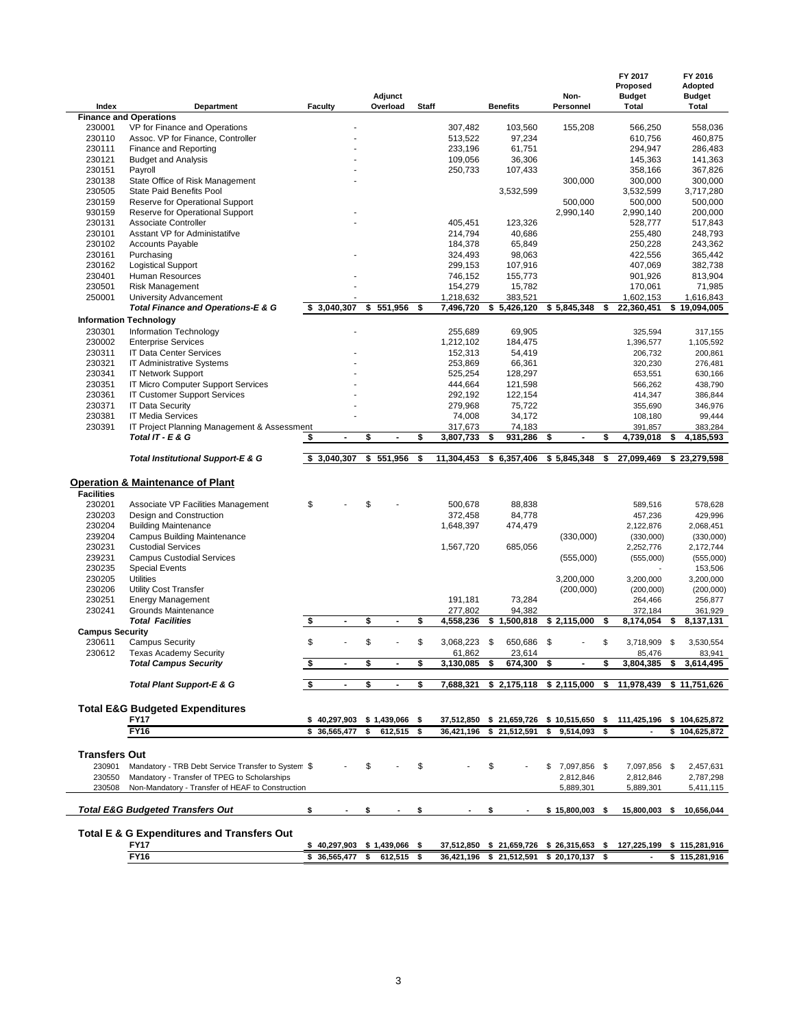| Index | Department | Faculty | Adjunct Overload | Staff | Benefits | Non-Personnel | FY 2017 Proposed Budget Total | FY 2016 Adopted Budget Total |
|---|---|---|---|---|---|---|---|---|
| **Finance and Operations** | | | | | | | | |
| 230001 | VP for Finance and Operations | - | | 307,482 | 103,560 | 155,208 | 566,250 | 558,036 |
| 230110 | Assoc. VP for Finance, Controller | - | | 513,522 | 97,234 | | 610,756 | 460,875 |
| 230111 | Finance and Reporting | - | | 233,196 | 61,751 | | 294,947 | 286,483 |
| 230121 | Budget and Analysis | - | | 109,056 | 36,306 | | 145,363 | 141,363 |
| 230151 | Payroll | - | | 250,733 | 107,433 | | 358,166 | 367,826 |
| 230138 | State Office of Risk Management | - | | | | 300,000 | 300,000 | 300,000 |
| 230505 | State Paid Benefits Pool | | | | 3,532,599 | | 3,532,599 | 3,717,280 |
| 230159 | Reserve for Operational Support | | | | | 500,000 | 500,000 | 500,000 |
| 930159 | Reserve for Operational Support | - | | | | 2,990,140 | 2,990,140 | 200,000 |
| 230131 | Associate Controller | - | | 405,451 | 123,326 | | 528,777 | 517,843 |
| 230101 | Asstant VP for Administatifve | | | 214,794 | 40,686 | | 255,480 | 248,793 |
| 230102 | Accounts Payable | | | 184,378 | 65,849 | | 250,228 | 243,362 |
| 230161 | Purchasing | - | | 324,493 | 98,063 | | 422,556 | 365,442 |
| 230162 | Logistical Support | - | | 299,153 | 107,916 | | 407,069 | 382,738 |
| 230401 | Human Resources | - | | 746,152 | 155,773 | | 901,926 | 813,904 |
| 230501 | Risk Management | - | | 154,279 | 15,782 | | 170,061 | 71,985 |
| 250001 | University Advancement | - | | 1,218,632 | 383,521 | | 1,602,153 | 1,616,843 |
| | ***Total Finance and Operations-E & G*** | **$ 3,040,307** | **$ 551,956** | **$ 7,496,720** | **$ 5,426,120** | **$ 5,845,348** | **$ 22,360,451** | **$ 19,094,005** |
| **Information Technology** | | | | | | | | |
| 230301 | Information Technology | - | | 255,689 | 69,905 | | 325,594 | 317,155 |
| 230002 | Enterprise Services | | | 1,212,102 | 184,475 | | 1,396,577 | 1,105,592 |
| 230311 | IT Data Center Services | - | | 152,313 | 54,419 | | 206,732 | 200,861 |
| 230321 | IT Administrative Systems | - | | 253,869 | 66,361 | | 320,230 | 276,481 |
| 230341 | IT Network Support | - | | 525,254 | 128,297 | | 653,551 | 630,166 |
| 230351 | IT Micro Computer Support Services | - | | 444,664 | 121,598 | | 566,262 | 438,790 |
| 230361 | IT Customer Support Services | - | | 292,192 | 122,154 | | 414,347 | 386,844 |
| 230371 | IT Data Security | - | | 279,968 | 75,722 | | 355,690 | 346,976 |
| 230381 | IT Media Services | - | | 74,008 | 34,172 | | 108,180 | 99,444 |
| 230391 | IT Project Planning Management & Assessment | | | 317,673 | 74,183 | | 391,857 | 383,284 |
| | ***Total IT - E & G*** | **$ -** | **$ -** | **$ 3,807,733** | **$ 931,286** | **$ -** | **$ 4,739,018** | **$ 4,185,593** |
| | ***Total Institutional Support-E & G*** | **$ 3,040,307** | **$ 551,956** | **$ 11,304,453** | **$ 6,357,406** | **$ 5,845,348** | **$ 27,099,469** | **$ 23,279,598** |
| **Operation & Maintenance of Plant** | | | | | | | | |
| **Facilities** | | | | | | | | |
| 230201 | Associate VP Facilities Management | $ - | $ - | 500,678 | 88,838 | | 589,516 | 578,628 |
| 230203 | Design and Construction | | | 372,458 | 84,778 | | 457,236 | 429,996 |
| 230204 | Building Maintenance | | | 1,648,397 | 474,479 | | 2,122,876 | 2,068,451 |
| 239204 | Campus Building Maintenance | | | | | (330,000) | (330,000) | (330,000) |
| 230231 | Custodial Services | | | 1,567,720 | 685,056 | | 2,252,776 | 2,172,744 |
| 239231 | Campus Custodial Services | | | | | (555,000) | (555,000) | (555,000) |
| 230235 | Special Events | | | | | | - | 153,506 |
| 230205 | Utilities | | | | | 3,200,000 | 3,200,000 | 3,200,000 |
| 230206 | Utility Cost Transfer | | | | | (200,000) | (200,000) | (200,000) |
| 230251 | Energy Management | | | 191,181 | 73,284 | | 264,466 | 256,877 |
| 230241 | Grounds Maintenance | | | 277,802 | 94,382 | | 372,184 | 361,929 |
| | ***Total Facilities*** | **$ -** | **$ -** | **$ 4,558,236** | **$ 1,500,818** | **$ 2,115,000** | **$ 8,174,054** | **$ 8,137,131** |
| **Campus Security** | | | | | | | | |
| 230611 | Campus Security | $ - | $ - | $ 3,068,223 | $ 650,686 | $ - | $ 3,718,909 | $ 3,530,554 |
| 230612 | Texas Academy Security | | | 61,862 | 23,614 | | 85,476 | 83,941 |
| | ***Total Campus Security*** | **$ -** | **$ -** | **$ 3,130,085** | **$ 674,300** | **$ -** | **$ 3,804,385** | **$ 3,614,495** |
| | ***Total Plant Support-E & G*** | **$ -** | **$ -** | **$ 7,688,321** | **$ 2,175,118** | **$ 2,115,000** | **$ 11,978,439** | **$ 11,751,626** |
| **Total E&G Budgeted Expenditures** | | | | | | | | |
| | **FY17** | **$ 40,297,903** | **$ 1,439,066** | **$ 37,512,850** | **$ 21,659,726** | **$ 10,515,650** | **$ 111,425,196** | **$ 104,625,872** |
| | **FY16** | **$ 36,565,477** | **$ 612,515** | **$ 36,421,196** | **$ 21,512,591** | **$ 9,514,093** | **$ -** | **$ 104,625,872** |
| **Transfers Out** | | | | | | | | |
| 230901 | Mandatory - TRB Debt Service Transfer to System | $ - | $ - | $ - | $ - | $ 7,097,856 | $ 7,097,856 | $ 2,457,631 |
| 230550 | Mandatory - Transfer of TPEG to Scholarships | | | | | 2,812,846 | 2,812,846 | 2,787,298 |
| 230508 | Non-Mandatory - Transfer of HEAF to Construction | | | | | 5,889,301 | 5,889,301 | 5,411,115 |
| | ***Total E&G Budgeted Transfers Out*** | **$ -** | **$ -** | **$ -** | **$ -** | **$ 15,800,003** | **$ 15,800,003** | **$ 10,656,044** |
| **Total E & G Expenditures and Transfers Out** | | | | | | | | |
| | **FY17** | **$ 40,297,903** | **$ 1,439,066** | **$ 37,512,850** | **$ 21,659,726** | **$ 26,315,653** | **$ 127,225,199** | **$ 115,281,916** |
| | **FY16** | **$ 36,565,477** | **$ 612,515** | **$ 36,421,196** | **$ 21,512,591** | **$ 20,170,137** | **$ -** | **$ 115,281,916** |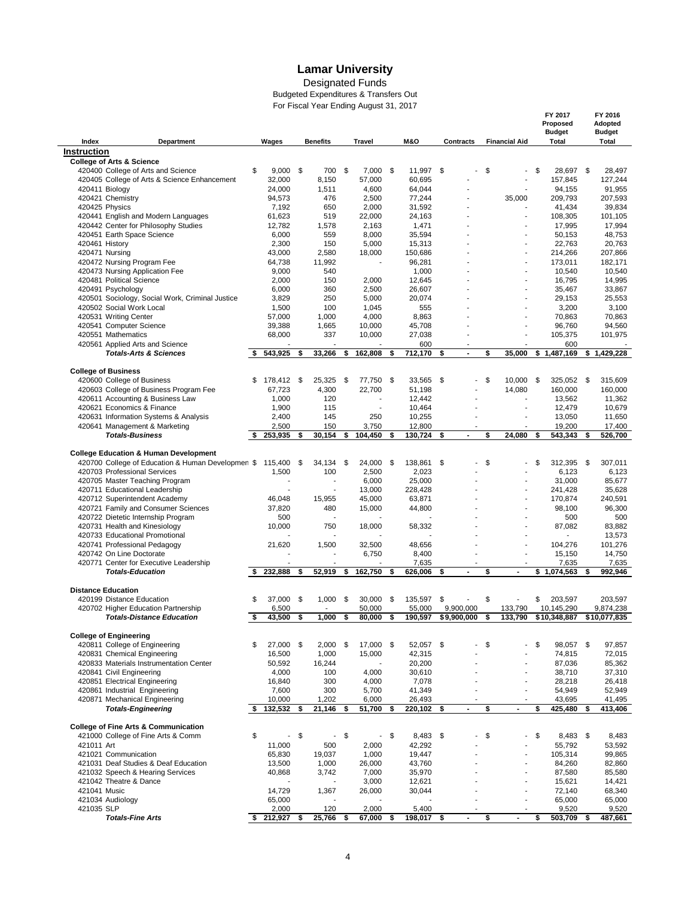# Lamar University

Designated Funds

Budgeted Expenditures & Transfers Out

For Fiscal Year Ending August 31, 2017

| Index | Department | Wages | Benefits | Travel | M&O | Contracts | Financial Aid | FY 2017 Proposed Budget Total | FY 2016 Adopted Budget Total |
|---|---|---|---|---|---|---|---|---|---|
| **Instruction** | | | | | | | | | |
| **College of Arts & Science** | | | | | | | | | |
| 420400 | College of Arts and Science | $ 9,000 | $ 700 | $ 7,000 | $ 11,997 | $ - | $ - | $ 28,697 | $ 28,497 |
| 420405 | College of Arts & Science Enhancement | 32,000 | 8,150 | 57,000 | 60,695 | - | - | 157,845 | 127,244 |
| 420411 | Biology | 24,000 | 1,511 | 4,600 | 64,044 | - | - | 94,155 | 91,955 |
| 420421 | Chemistry | 94,573 | 476 | 2,500 | 77,244 | - | 35,000 | 209,793 | 207,593 |
| 420425 | Physics | 7,192 | 650 | 2,000 | 31,592 | - | - | 41,434 | 39,834 |
| 420441 | English and Modern Languages | 61,623 | 519 | 22,000 | 24,163 | - | - | 108,305 | 101,105 |
| 420442 | Center for Philosophy Studies | 12,782 | 1,578 | 2,163 | 1,471 | - | - | 17,995 | 17,994 |
| 420451 | Earth Space Science | 6,000 | 559 | 8,000 | 35,594 | - | - | 50,153 | 48,753 |
| 420461 | History | 2,300 | 150 | 5,000 | 15,313 | - | - | 22,763 | 20,763 |
| 420471 | Nursing | 43,000 | 2,580 | 18,000 | 150,686 | - | - | 214,266 | 207,866 |
| 420472 | Nursing Program Fee | 64,738 | 11,992 | - | 96,281 | - | - | 173,011 | 182,171 |
| 420473 | Nursing Application Fee | 9,000 | 540 | | 1,000 | - | - | 10,540 | 10,540 |
| 420481 | Political Science | 2,000 | 150 | 2,000 | 12,645 | - | - | 16,795 | 14,995 |
| 420491 | Psychology | 6,000 | 360 | 2,500 | 26,607 | - | - | 35,467 | 33,867 |
| 420501 | Sociology, Social Work, Criminal Justice | 3,829 | 250 | 5,000 | 20,074 | - | - | 29,153 | 25,553 |
| 420502 | Social Work Local | 1,500 | 100 | 1,045 | 555 | - | - | 3,200 | 3,100 |
| 420531 | Writing Center | 57,000 | 1,000 | 4,000 | 8,863 | - | - | 70,863 | 70,863 |
| 420541 | Computer Science | 39,388 | 1,665 | 10,000 | 45,708 | - | - | 96,760 | 94,560 |
| 420551 | Mathematics | 68,000 | 337 | 10,000 | 27,038 | - | - | 105,375 | 101,975 |
| 420561 | Applied Arts and Science | - | - | - | 600 | - | - | 600 | - |
| | ***Totals-Arts & Sciences*** | **$ 543,925** | **$ 33,266** | **$ 162,808** | **$ 712,170** | **$ -** | **$ 35,000** | **$ 1,487,169** | **$ 1,429,228** |
| **College of Business** | | | | | | | | | |
| 420600 | College of Business | $ 178,412 | $ 25,325 | $ 77,750 | $ 33,565 | $ - | $ 10,000 | $ 325,052 | $ 315,609 |
| 420603 | College of Business Program Fee | 67,723 | 4,300 | 22,700 | 51,198 | - | 14,080 | 160,000 | 160,000 |
| 420611 | Accounting & Business Law | 1,000 | 120 | - | 12,442 | - | - | 13,562 | 11,362 |
| 420621 | Economics & Finance | 1,900 | 115 | - | 10,464 | - | - | 12,479 | 10,679 |
| 420631 | Information Systems & Analysis | 2,400 | 145 | 250 | 10,255 | - | - | 13,050 | 11,650 |
| 420641 | Management & Marketing | 2,500 | 150 | 3,750 | 12,800 | - | - | 19,200 | 17,400 |
| | ***Totals-Business*** | **$ 253,935** | **$ 30,154** | **$ 104,450** | **$ 130,724** | **$ -** | **$ 24,080** | **$ 543,343** | **$ 526,700** |
| **College Education & Human Development** | | | | | | | | | |
| 420700 | College of Education & Human Development | $ 115,400 | $ 34,134 | $ 24,000 | $ 138,861 | $ - | $ - | $ 312,395 | $ 307,011 |
| 420703 | Professional Services | 1,500 | 100 | 2,500 | 2,023 | - | - | 6,123 | 6,123 |
| 420705 | Master Teaching Program | - | - | 6,000 | 25,000 | - | - | 31,000 | 85,677 |
| 420711 | Educational Leadership | - | - | 13,000 | 228,428 | - | - | 241,428 | 35,628 |
| 420712 | Superintendent Academy | 46,048 | 15,955 | 45,000 | 63,871 | - | - | 170,874 | 240,591 |
| 420721 | Family and Consumer Sciences | 37,820 | 480 | 15,000 | 44,800 | - | - | 98,100 | 96,300 |
| 420722 | Dietetic Internship Program | 500 | - | - | - | - | - | 500 | 500 |
| 420731 | Health and Kinesiology | 10,000 | 750 | 18,000 | 58,332 | - | - | 87,082 | 83,882 |
| 420733 | Educational Promotional | - | - | - | - | - | - | - | 13,573 |
| 420741 | Professional Pedagogy | 21,620 | 1,500 | 32,500 | 48,656 | - | - | 104,276 | 101,276 |
| 420742 | On Line Doctorate | - | - | 6,750 | 8,400 | - | - | 15,150 | 14,750 |
| 420771 | Center for Executive Leadership | - | - | - | 7,635 | - | - | 7,635 | 7,635 |
| | ***Totals-Education*** | **$ 232,888** | **$ 52,919** | **$ 162,750** | **$ 626,006** | **$ -** | **$ -** | **$ 1,074,563** | **$ 992,946** |
| **Distance Education** | | | | | | | | | |
| 420199 | Distance Education | $ 37,000 | $ 1,000 | $ 30,000 | $ 135,597 | $ - | $ - | $ 203,597 | 203,597 |
| 420702 | Higher Education Partnership | 6,500 | - | 50,000 | 55,000 | 9,900,000 | 133,790 | 10,145,290 | 9,874,238 |
| | ***Totals-Distance Education*** | **$ 43,500** | **$ 1,000** | **$ 80,000** | **$ 190,597** | **$ 9,900,000** | **$ 133,790** | **$ 10,348,887** | **$ 10,077,835** |
| **College of Engineering** | | | | | | | | | |
| 420811 | College of Engineering | $ 27,000 | $ 2,000 | $ 17,000 | $ 52,057 | $ - | $ - | $ 98,057 | $ 97,857 |
| 420831 | Chemical Engineering | 16,500 | 1,000 | 15,000 | 42,315 | - | - | 74,815 | 72,015 |
| 420833 | Materials Instrumentation Center | 50,592 | 16,244 | - | 20,200 | - | - | 87,036 | 85,362 |
| 420841 | Civil Engineering | 4,000 | 100 | 4,000 | 30,610 | - | - | 38,710 | 37,310 |
| 420851 | Electrical Engineering | 16,840 | 300 | 4,000 | 7,078 | - | - | 28,218 | 26,418 |
| 420861 | Industrial Engineering | 7,600 | 300 | 5,700 | 41,349 | - | - | 54,949 | 52,949 |
| 420871 | Mechanical Engineering | 10,000 | 1,202 | 6,000 | 26,493 | - | - | 43,695 | 41,495 |
| | ***Totals-Engineering*** | **$ 132,532** | **$ 21,146** | **$ 51,700** | **$ 220,102** | **$ -** | **$ -** | **$ 425,480** | **$ 413,406** |
| **College of Fine Arts & Communication** | | | | | | | | | |
| 421000 | College of Fine Arts & Comm | $ - | $ - | $ - | $ 8,483 | $ - | $ - | $ 8,483 | $ 8,483 |
| 421011 | Art | 11,000 | 500 | 2,000 | 42,292 | - | - | 55,792 | 53,592 |
| 421021 | Communication | 65,830 | 19,037 | 1,000 | 19,447 | - | - | 105,314 | 99,865 |
| 421031 | Deaf Studies & Deaf Education | 13,500 | 1,000 | 26,000 | 43,760 | - | - | 84,260 | 82,860 |
| 421032 | Speech & Hearing Services | 40,868 | 3,742 | 7,000 | 35,970 | - | - | 87,580 | 85,580 |
| 421042 | Theatre & Dance | - | - | 3,000 | 12,621 | - | - | 15,621 | 14,421 |
| 421041 | Music | 14,729 | 1,367 | 26,000 | 30,044 | - | - | 72,140 | 68,340 |
| 421034 | Audiology | 65,000 | - | - | - | - | - | 65,000 | 65,000 |
| 421035 | SLP | 2,000 | 120 | 2,000 | 5,400 | - | - | 9,520 | 9,520 |
| | ***Totals-Fine Arts*** | **$ 212,927** | **$ 25,766** | **$ 67,000** | **$ 198,017** | **$ -** | **$ -** | **$ 503,709** | **$ 487,661** |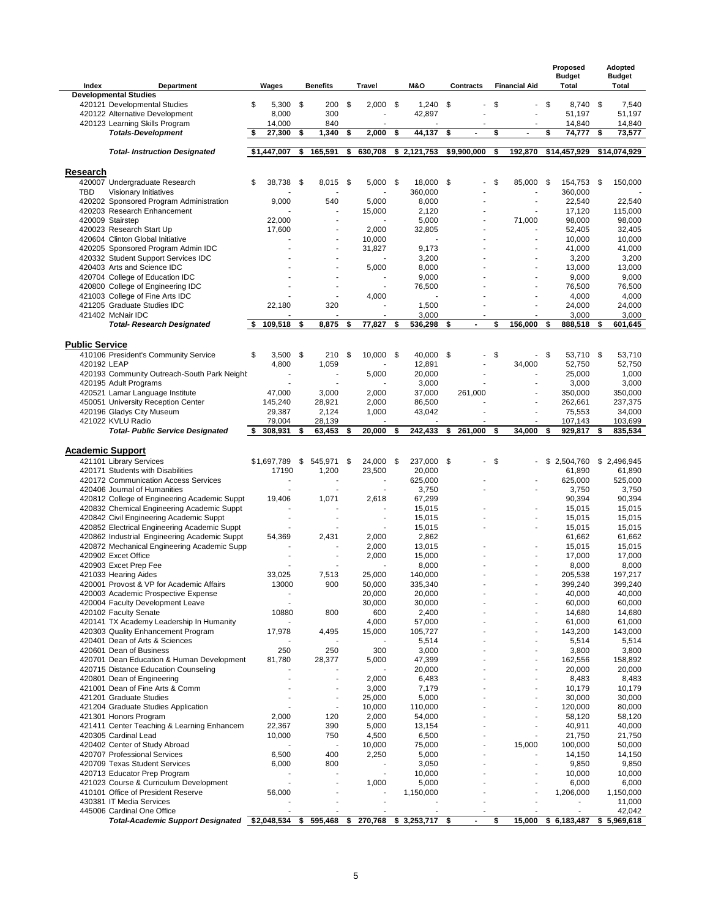| Index | Department | Wages | Benefits | Travel | M&O | Contracts | Financial Aid | Proposed Budget Total | Adopted Budget Total |
|---|---|---|---|---|---|---|---|---|---|
| **Developmental Studies** | | | | | | | | | |
| 420121 | Developmental Studies | $ 5,300 | $ 200 | $ 2,000 | $ 1,240 | $ - | $ - | $ 8,740 | $ 7,540 |
| 420122 | Alternative Development | 8,000 | 300 | - | 42,897 | - | - | 51,197 | 51,197 |
| 420123 | Learning Skills Program | 14,000 | 840 | - | - | - | - | 14,840 | 14,840 |
| | ***Totals-Development*** | **$ 27,300** | **$ 1,340** | **$ 2,000** | **$ 44,137** | **$ -** | **$ -** | **$ 74,777** | **$ 73,577** |
| | ***Total- Instruction Designated*** | **$1,447,007** | **$ 165,591** | **$ 630,708** | **$ 2,121,753** | **$9,900,000** | **$ 192,870** | **$14,457,929** | **$14,074,929** |
| **Research** | | | | | | | | | |
| 420007 | Undergraduate Research | $ 38,738 | $ 8,015 | $ 5,000 | $ 18,000 | $ - | $ 85,000 | $ 154,753 | $ 150,000 |
| TBD | Visionary Initiatives | - | - | - | 360,000 | - | - | 360,000 | - |
| 420202 | Sponsored Program Administration | 9,000 | 540 | 5,000 | 8,000 | - | - | 22,540 | 22,540 |
| 420203 | Research Enhancement | - | - | 15,000 | 2,120 | - | - | 17,120 | 115,000 |
| 420009 | Stairstep | 22,000 | - | - | 5,000 | - | 71,000 | 98,000 | 98,000 |
| 420023 | Research Start Up | 17,600 | - | 2,000 | 32,805 | - | - | 52,405 | 32,405 |
| 420604 | Clinton Global Initiative | - | - | 10,000 | - | - | - | 10,000 | 10,000 |
| 420205 | Sponsored Program Admin IDC | - | - | 31,827 | 9,173 | - | - | 41,000 | 41,000 |
| 420332 | Student Support Services IDC | - | - | - | 3,200 | - | - | 3,200 | 3,200 |
| 420403 | Arts and Science IDC | - | - | 5,000 | 8,000 | - | - | 13,000 | 13,000 |
| 420704 | College of Education IDC | - | - | - | 9,000 | - | - | 9,000 | 9,000 |
| 420800 | College of Engineering IDC | - | - | - | 76,500 | - | - | 76,500 | 76,500 |
| 421003 | College of Fine Arts IDC | - | - | 4,000 | - | - | - | 4,000 | 4,000 |
| 421205 | Graduate Studies IDC | 22,180 | 320 | - | 1,500 | - | - | 24,000 | 24,000 |
| 421402 | McNair IDC | - | - | - | 3,000 | - | - | 3,000 | 3,000 |
| | ***Total- Research Designated*** | **$ 109,518** | **$ 8,875** | **$ 77,827** | **$ 536,298** | **$ -** | **$ 156,000** | **$ 888,518** | **$ 601,645** |
| **Public Service** | | | | | | | | | |
| 410106 | President's Community Service | $ 3,500 | $ 210 | $ 10,000 | $ 40,000 | $ - | $ - | $ 53,710 | $ 53,710 |
| 420192 | LEAP | 4,800 | 1,059 | - | 12,891 | - | 34,000 | 52,750 | 52,750 |
| 420193 | Community Outreach-South Park Neighb | - | - | 5,000 | 20,000 | - | - | 25,000 | 1,000 |
| 420195 | Adult Programs | - | - | - | 3,000 | - | - | 3,000 | 3,000 |
| 420521 | Lamar Language Institute | 47,000 | 3,000 | 2,000 | 37,000 | 261,000 | - | 350,000 | 350,000 |
| 450051 | University Reception Center | 145,240 | 28,921 | 2,000 | 86,500 | - | - | 262,661 | 237,375 |
| 420196 | Gladys City Museum | 29,387 | 2,124 | 1,000 | 43,042 | - | - | 75,553 | 34,000 |
| 421022 | KVLU Radio | 79,004 | 28,139 | - | - | - | - | 107,143 | 103,699 |
| | ***Total- Public Service Designated*** | **$ 308,931** | **$ 63,453** | **$ 20,000** | **$ 242,433** | **$ 261,000** | **$ 34,000** | **$ 929,817** | **$ 835,534** |
| **Academic Support** | | | | | | | | | |
| 421101 | Library Services | $1,697,789 | $ 545,971 | $ 24,000 | $ 237,000 | $ - | $ - | $ 2,504,760 | $ 2,496,945 |
| 420171 | Students with Disabilities | 17190 | 1,200 | 23,500 | 20,000 | | | 61,890 | 61,890 |
| 420172 | Communication Access Services | - | - | - | 625,000 | - | - | 625,000 | 525,000 |
| 420406 | Journal of Humanities | - | - | - | 3,750 | - | - | 3,750 | 3,750 |
| 420812 | College of Engineering Academic Suppt | 19,406 | 1,071 | 2,618 | 67,299 | | | 90,394 | 90,394 |
| 420832 | Chemical Engineering Academic Suppt | - | - | - | 15,015 | - | - | 15,015 | 15,015 |
| 420842 | Civil Engineering Academic Suppt | - | - | - | 15,015 | - | - | 15,015 | 15,015 |
| 420852 | Electrical Engineering Academic Suppt | - | - | - | 15,015 | - | - | 15,015 | 15,015 |
| 420862 | Industrial Engineering Academic Suppt | 54,369 | 2,431 | 2,000 | 2,862 | | | 61,662 | 61,662 |
| 420872 | Mechanical Engineering Academic Supp | - | - | 2,000 | 13,015 | - | - | 15,015 | 15,015 |
| 420902 | Excet Office | - | - | 2,000 | 15,000 | - | - | 17,000 | 17,000 |
| 420903 | Excet Prep Fee | - | - | - | 8,000 | - | - | 8,000 | 8,000 |
| 421033 | Hearing Aides | 33,025 | 7,513 | 25,000 | 140,000 | - | - | 205,538 | 197,217 |
| 420001 | Provost & VP for Academic Affairs | 13000 | 900 | 50,000 | 335,340 | - | - | 399,240 | 399,240 |
| 420003 | Academic Prospective Expense | - | | 20,000 | 20,000 | - | - | 40,000 | 40,000 |
| 420004 | Faculty Development Leave | - | | 30,000 | 30,000 | - | - | 60,000 | 60,000 |
| 420102 | Faculty Senate | 10880 | 800 | 600 | 2,400 | - | - | 14,680 | 14,680 |
| 420141 | TX Academy Leadership In Humanity | - | | 4,000 | 57,000 | - | - | 61,000 | 61,000 |
| 420303 | Quality Enhancement Program | 17,978 | 4,495 | 15,000 | 105,727 | - | - | 143,200 | 143,000 |
| 420401 | Dean of Arts & Sciences | - | - | - | 5,514 | - | - | 5,514 | 5,514 |
| 420601 | Dean of Business | 250 | 250 | 300 | 3,000 | - | - | 3,800 | 3,800 |
| 420701 | Dean Education & Human Development | 81,780 | 28,377 | 5,000 | 47,399 | - | - | 162,556 | 158,892 |
| 420715 | Distance Education Counseling | - | - | - | 20,000 | - | - | 20,000 | 20,000 |
| 420801 | Dean of Engineering | - | - | 2,000 | 6,483 | - | - | 8,483 | 8,483 |
| 421001 | Dean of Fine Arts & Comm | - | - | 3,000 | 7,179 | - | - | 10,179 | 10,179 |
| 421201 | Graduate Studies | - | - | 25,000 | 5,000 | - | - | 30,000 | 30,000 |
| 421204 | Graduate Studies Application | - | - | 10,000 | 110,000 | - | - | 120,000 | 80,000 |
| 421301 | Honors Program | 2,000 | 120 | 2,000 | 54,000 | - | - | 58,120 | 58,120 |
| 421411 | Center Teaching & Learning Enhancem | 22,367 | 390 | 5,000 | 13,154 | - | - | 40,911 | 40,000 |
| 420305 | Cardinal Lead | 10,000 | 750 | 4,500 | 6,500 | - | - | 21,750 | 21,750 |
| 420402 | Center of Study Abroad | - | - | 10,000 | 75,000 | - | 15,000 | 100,000 | 50,000 |
| 420707 | Professional Services | 6,500 | 400 | 2,250 | 5,000 | - | - | 14,150 | 14,150 |
| 420709 | Texas Student Services | 6,000 | 800 | - | 3,050 | - | - | 9,850 | 9,850 |
| 420713 | Educator Prep Program | - | - | - | 10,000 | - | - | 10,000 | 10,000 |
| 421023 | Course & Curriculum Development | - | - | 1,000 | 5,000 | - | - | 6,000 | 6,000 |
| 410101 | Office of President Reserve | 56,000 | - | - | 1,150,000 | - | - | 1,206,000 | 1,150,000 |
| 430381 | IT Media Services | - | - | - | - | - | - | - | 11,000 |
| 445006 | Cardinal One Office | - | - | - | - | - | - | - | 42,042 |
| | ***Total-Academic Support Designated*** | **$2,048,534** | **$ 595,468** | **$ 270,768** | **$ 3,253,717** | **$ -** | **$ 15,000** | **$ 6,183,487** | **$ 5,969,618** |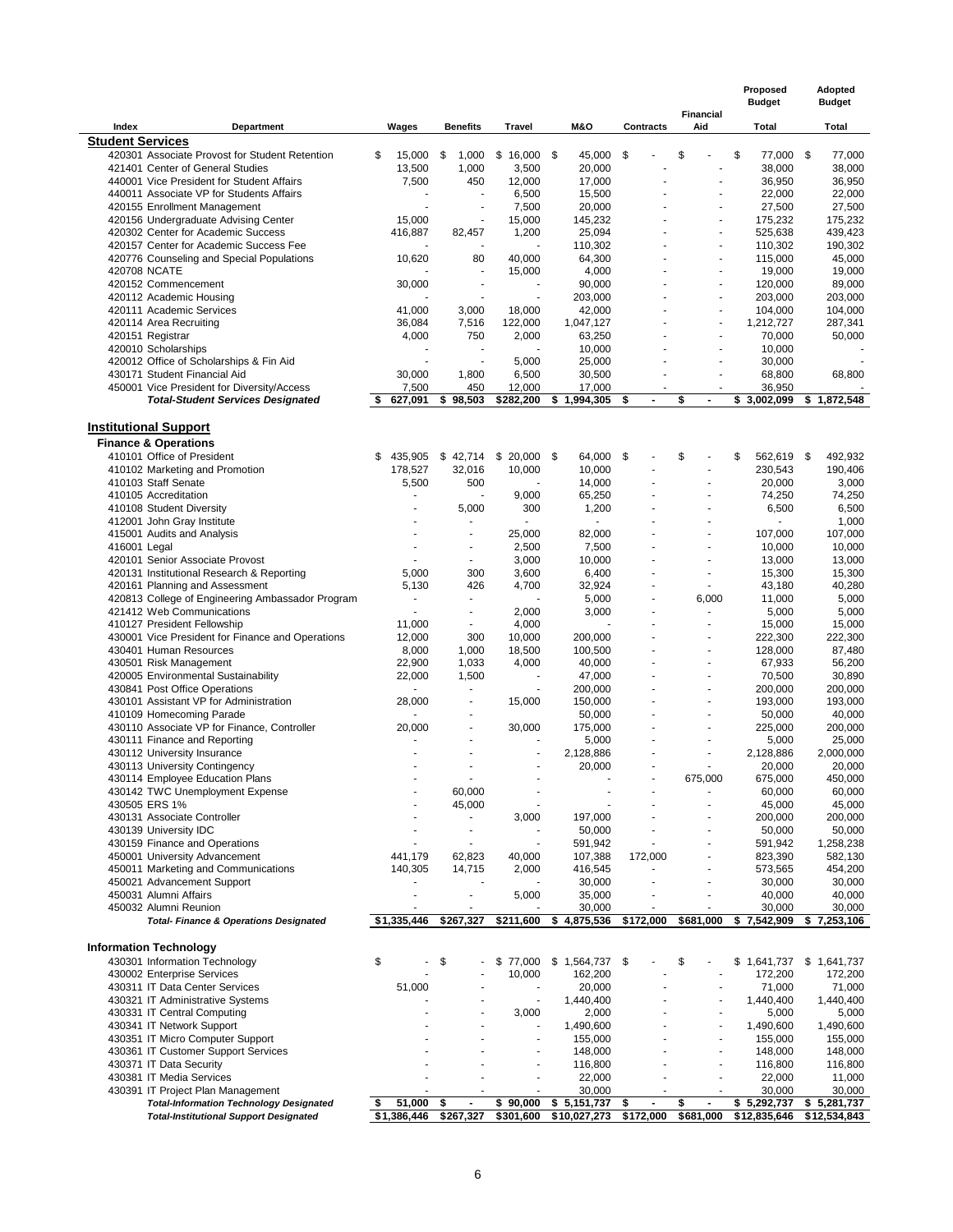| Index | Department | Wages | Benefits | Travel | M&O | Contracts | Financial Aid | Proposed Budget Total | Adopted Budget Total |
|---|---|---|---|---|---|---|---|---|---|
| **Student Services** | | | | | | | | | |
| 420301 | Associate Provost for Student Retention | $ 15,000 | $ 1,000 | $ 16,000 | $ 45,000 | $ - | $ - | $ 77,000 | $ 77,000 |
| 421401 | Center of General Studies | 13,500 | 1,000 | 3,500 | 20,000 | - | - | 38,000 | 38,000 |
| 440001 | Vice President for Student Affairs | 7,500 | 450 | 12,000 | 17,000 | - | - | 36,950 | 36,950 |
| 440011 | Associate VP for Students Affairs | - | - | 6,500 | 15,500 | - | - | 22,000 | 22,000 |
| 420155 | Enrollment Management | - | - | 7,500 | 20,000 | - | - | 27,500 | 27,500 |
| 420156 | Undergraduate Advising Center | 15,000 | - | 15,000 | 145,232 | - | - | 175,232 | 175,232 |
| 420302 | Center for Academic Success | 416,887 | 82,457 | 1,200 | 25,094 | - | - | 525,638 | 439,423 |
| 420157 | Center for Academic Success Fee | - | - | - | 110,302 | - | - | 110,302 | 190,302 |
| 420776 | Counseling and Special Populations | 10,620 | 80 | 40,000 | 64,300 | - | - | 115,000 | 45,000 |
| 420708 | NCATE | - | - | 15,000 | 4,000 | - | - | 19,000 | 19,000 |
| 420152 | Commencement | 30,000 | - | - | 90,000 | - | - | 120,000 | 89,000 |
| 420112 | Academic Housing | - | - | - | 203,000 | - | - | 203,000 | 203,000 |
| 420111 | Academic Services | 41,000 | 3,000 | 18,000 | 42,000 | - | - | 104,000 | 104,000 |
| 420114 | Area Recruiting | 36,084 | 7,516 | 122,000 | 1,047,127 | - | - | 1,212,727 | 287,341 |
| 420151 | Registrar | 4,000 | 750 | 2,000 | 63,250 | - | - | 70,000 | 50,000 |
| 420010 | Scholarships | - | - | - | 10,000 | - | - | 10,000 | - |
| 420012 | Office of Scholarships & Fin Aid | - | - | 5,000 | 25,000 | - | - | 30,000 | - |
| 430171 | Student Financial Aid | 30,000 | 1,800 | 6,500 | 30,500 | - | - | 68,800 | 68,800 |
| 450001 | Vice President for Diversity/Access | 7,500 | 450 | 12,000 | 17,000 | - | - | 36,950 | - |
| | ***Total-Student Services Designated*** | $ 627,091 | $ 98,503 | $282,200 | $ 1,994,305 | $ - | $ - | $ 3,002,099 | $ 1,872,548 |
| **Institutional Support** | | | | | | | | | |
| **Finance & Operations** | | | | | | | | | |
| 410101 | Office of President | $ 435,905 | $ 42,714 | $ 20,000 | $ 64,000 | $ - | $ - | $ 562,619 | $ 492,932 |
| 410102 | Marketing and Promotion | 178,527 | 32,016 | 10,000 | 10,000 | - | - | 230,543 | 190,406 |
| 410103 | Staff Senate | 5,500 | 500 | - | 14,000 | - | - | 20,000 | 3,000 |
| 410105 | Accreditation | - | - | 9,000 | 65,250 | - | - | 74,250 | 74,250 |
| 410108 | Student Diversity | - | 5,000 | 300 | 1,200 | - | - | 6,500 | 6,500 |
| 412001 | John Gray Institute | - | - | - | - | - | - | - | 1,000 |
| 415001 | Audits and Analysis | - | - | 25,000 | 82,000 | - | - | 107,000 | 107,000 |
| 416001 | Legal | - | - | 2,500 | 7,500 | - | - | 10,000 | 10,000 |
| 420101 | Senior Associate Provost | - | - | 3,000 | 10,000 | - | - | 13,000 | 13,000 |
| 420131 | Institutional Research & Reporting | 5,000 | 300 | 3,600 | 6,400 | - | - | 15,300 | 15,300 |
| 420161 | Planning and Assessment | 5,130 | 426 | 4,700 | 32,924 | - | - | 43,180 | 40,280 |
| 420813 | College of Engineering Ambassador Program | - | - | - | 5,000 | - | 6,000 | 11,000 | 5,000 |
| 421412 | Web Communications | - | - | 2,000 | 3,000 | - | - | 5,000 | 5,000 |
| 410127 | President Fellowship | 11,000 | - | 4,000 | - | - | - | 15,000 | 15,000 |
| 430001 | Vice President for Finance and Operations | 12,000 | 300 | 10,000 | 200,000 | - | - | 222,300 | 222,300 |
| 430401 | Human Resources | 8,000 | 1,000 | 18,500 | 100,500 | - | - | 128,000 | 87,480 |
| 430501 | Risk Management | 22,900 | 1,033 | 4,000 | 40,000 | - | - | 67,933 | 56,200 |
| 420005 | Environmental Sustainability | 22,000 | 1,500 | - | 47,000 | - | - | 70,500 | 30,890 |
| 430841 | Post Office Operations | - | - | - | 200,000 | - | - | 200,000 | 200,000 |
| 430101 | Assistant VP for Administration | 28,000 | - | 15,000 | 150,000 | - | - | 193,000 | 193,000 |
| 410109 | Homecoming Parade | - | - | - | 50,000 | - | - | 50,000 | 40,000 |
| 430110 | Associate VP for Finance, Controller | 20,000 | - | 30,000 | 175,000 | - | - | 225,000 | 200,000 |
| 430111 | Finance and Reporting | - | - | - | 5,000 | - | - | 5,000 | 25,000 |
| 430112 | University Insurance | - | - | - | 2,128,886 | - | - | 2,128,886 | 2,000,000 |
| 430113 | University Contingency | - | - | - | 20,000 | - | - | 20,000 | 20,000 |
| 430114 | Employee Education Plans | - | - | - | - | - | 675,000 | 675,000 | 450,000 |
| 430142 | TWC Unemployment Expense | - | 60,000 | - | - | - | - | 60,000 | 60,000 |
| 430505 | ERS 1% | - | 45,000 | - | - | - | - | 45,000 | 45,000 |
| 430131 | Associate Controller | - | - | 3,000 | 197,000 | - | - | 200,000 | 200,000 |
| 430139 | University IDC | - | - | - | 50,000 | - | - | 50,000 | 50,000 |
| 430159 | Finance and Operations | - | - | - | 591,942 | - | - | 591,942 | 1,258,238 |
| 450001 | University Advancement | 441,179 | 62,823 | 40,000 | 107,388 | 172,000 | - | 823,390 | 582,130 |
| 450011 | Marketing and Communications | 140,305 | 14,715 | 2,000 | 416,545 | - | - | 573,565 | 454,200 |
| 450021 | Advancement Support | - | - | - | 30,000 | - | - | 30,000 | 30,000 |
| 450031 | Alumni Affairs | - | - | 5,000 | 35,000 | - | - | 40,000 | 40,000 |
| 450032 | Alumni Reunion | - | - | - | 30,000 | - | - | 30,000 | 30,000 |
| | ***Total- Finance & Operations Designated*** | $1,335,446 | $267,327 | $211,600 | $ 4,875,536 | $172,000 | $681,000 | $ 7,542,909 | $ 7,253,106 |
| **Information Technology** | | | | | | | | | |
| 430301 | Information Technology | $ - | $ - | $ 77,000 | $ 1,564,737 | $ - | $ - | $ 1,641,737 | $ 1,641,737 |
| 430002 | Enterprise Services | - | - | 10,000 | 162,200 | - | - | 172,200 | 172,200 |
| 430311 | IT Data Center Services | 51,000 | - | - | 20,000 | - | - | 71,000 | 71,000 |
| 430321 | IT Administrative Systems | - | - | - | 1,440,400 | - | - | 1,440,400 | 1,440,400 |
| 430331 | IT Central Computing | - | - | 3,000 | 2,000 | - | - | 5,000 | 5,000 |
| 430341 | IT Network Support | - | - | - | 1,490,600 | - | - | 1,490,600 | 1,490,600 |
| 430351 | IT Micro Computer Support | - | - | - | 155,000 | - | - | 155,000 | 155,000 |
| 430361 | IT Customer Support Services | - | - | - | 148,000 | - | - | 148,000 | 148,000 |
| 430371 | IT Data Security | - | - | - | 116,800 | - | - | 116,800 | 116,800 |
| 430381 | IT Media Services | - | - | - | 22,000 | - | - | 22,000 | 11,000 |
| 430391 | IT Project Plan Management | - | - | - | 30,000 | - | - | 30,000 | 30,000 |
| | ***Total-Information Technology Designated*** | $ 51,000 | $ - | $ 90,000 | $ 5,151,737 | $ - | $ - | $ 5,292,737 | $ 5,281,737 |
| | ***Total-Institutional Support Designated*** | $1,386,446 | $267,327 | $301,600 | $10,027,273 | $172,000 | $681,000 | $12,835,646 | $12,534,843 |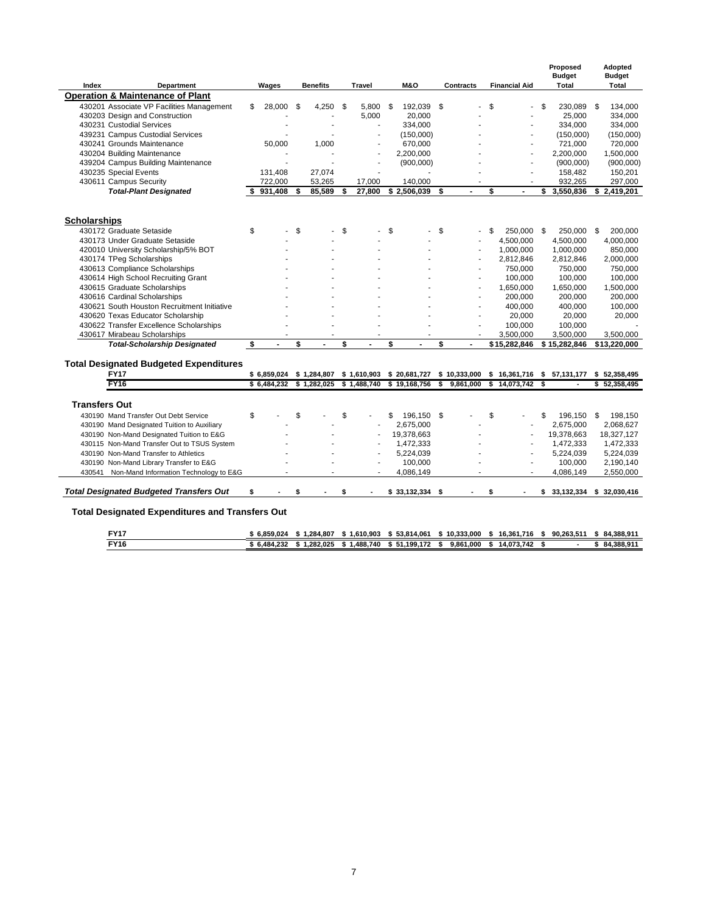| Index | Department | Wages | Benefits | Travel | M&O | Contracts | Financial Aid | Proposed Budget Total | Adopted Budget Total |
|---|---|---|---|---|---|---|---|---|---|
| **Operation & Maintenance of Plant** | | | | | | | | | |
| 430201 | Associate VP Facilities Management | $ 28,000 | $ 4,250 | $ 5,800 | $ 192,039 | $ - | $ - | $ 230,089 | $ 134,000 |
| 430203 | Design and Construction | - | - | 5,000 | 20,000 | - | - | 25,000 | 334,000 |
| 430231 | Custodial Services | - | - | - | 334,000 | - | - | 334,000 | 334,000 |
| 439231 | Campus Custodial Services | - | - | - | (150,000) | - | - | (150,000) | (150,000) |
| 430241 | Grounds Maintenance | 50,000 | 1,000 | - | 670,000 | - | - | 721,000 | 720,000 |
| 430204 | Building Maintenance | - | - | - | 2,200,000 | - | - | 2,200,000 | 1,500,000 |
| 439204 | Campus Building Maintenance | - | - | - | (900,000) | - | - | (900,000) | (900,000) |
| 430235 | Special Events | 131,408 | 27,074 | - | - | - | - | 158,482 | 150,201 |
| 430611 | Campus Security | 722,000 | 53,265 | 17,000 | 140,000 | - | - | 932,265 | 297,000 |
| | ***Total-Plant Designated*** | **$ 931,408** | **$ 85,589** | **$ 27,800** | **$ 2,506,039** | **$ -** | **$ -** | **$ 3,550,836** | **$ 2,419,201** |
| **Scholarships** | | | | | | | | | |
| 430172 | Graduate Setaside | $ - | $ - | $ - | $ - | $ - | $ 250,000 | $ 250,000 | $ 200,000 |
| 430173 | Under Graduate Setaside | - | - | - | - | - | 4,500,000 | 4,500,000 | 4,000,000 |
| 420010 | University Scholarship/5% BOT | - | - | - | - | - | 1,000,000 | 1,000,000 | 850,000 |
| 430174 | TPeg Scholarships | - | - | - | - | - | 2,812,846 | 2,812,846 | 2,000,000 |
| 430613 | Compliance Scholarships | - | - | - | - | - | 750,000 | 750,000 | 750,000 |
| 430614 | High School Recruiting Grant | - | - | - | - | - | 100,000 | 100,000 | 100,000 |
| 430615 | Graduate Scholarships | - | - | - | - | - | 1,650,000 | 1,650,000 | 1,500,000 |
| 430616 | Cardinal Scholarships | - | - | - | - | - | 200,000 | 200,000 | 200,000 |
| 430621 | South Houston Recruitment Initiative | - | - | - | - | - | 400,000 | 400,000 | 100,000 |
| 430620 | Texas Educator Scholarship | - | - | - | - | - | 20,000 | 20,000 | 20,000 |
| 430622 | Transfer Excellence Scholarships | - | - | - | - | - | 100,000 | 100,000 | - |
| 430617 | Mirabeau Scholarships | - | - | - | - | - | 3,500,000 | 3,500,000 | 3,500,000 |
| | ***Total-Scholarship Designated*** | **$ -** | **$ -** | **$ -** | **$ -** | **$ -** | **$15,282,846** | **$ 15,282,846** | **$13,220,000** |
| **Total Designated Budgeted Expenditures** | | | | | | | | | |
| | **FY17** | **$ 6,859,024** | **$ 1,284,807** | **$ 1,610,903** | **$ 20,681,727** | **$ 10,333,000** | **$ 16,361,716** | **$ 57,131,177** | **$ 52,358,495** |
| | **FY16** | **$ 6,484,232** | **$ 1,282,025** | **$ 1,488,740** | **$ 19,168,756** | **$ 9,861,000** | **$ 14,073,742** | **$ -** | **$ 52,358,495** |
| **Transfers Out** | | | | | | | | | |
| 430190 | Mand Transfer Out Debt Service | $ - | $ - | $ - | $ 196,150 | $ - | $ - | $ 196,150 | $ 198,150 |
| 430190 | Mand Designated Tuition to Auxiliary | - | - | - | 2,675,000 | - | - | 2,675,000 | 2,068,627 |
| 430190 | Non-Mand Designated Tuition to E&G | - | - | - | 19,378,663 | - | - | 19,378,663 | 18,327,127 |
| 430115 | Non-Mand Transfer Out to TSUS System | - | - | - | 1,472,333 | - | - | 1,472,333 | 1,472,333 |
| 430190 | Non-Mand Transfer to Athletics | - | - | - | 5,224,039 | - | - | 5,224,039 | 5,224,039 |
| 430190 | Non-Mand Library Transfer to E&G | - | - | - | 100,000 | - | - | 100,000 | 2,190,140 |
| 430541 | Non-Mand Information Technology to E&G | - | - | - | 4,086,149 | - | - | 4,086,149 | 2,550,000 |
| ***Total Designated Budgeted Transfers Out*** | | **$ -** | **$ -** | **$ -** | **$ 33,132,334** | **$ -** | **$ -** | **$ 33,132,334** | **$ 32,030,416** |
| **Total Designated Expenditures and Transfers Out** | | | | | | | | | |
| | **FY17** | **$ 6,859,024** | **$ 1,284,807** | **$ 1,610,903** | **$ 53,814,061** | **$ 10,333,000** | **$ 16,361,716** | **$ 90,263,511** | **$ 84,388,911** |
| | **FY16** | **$ 6,484,232** | **$ 1,282,025** | **$ 1,488,740** | **$ 51,199,172** | **$ 9,861,000** | **$ 14,073,742** | **$ -** | **$ 84,388,911** |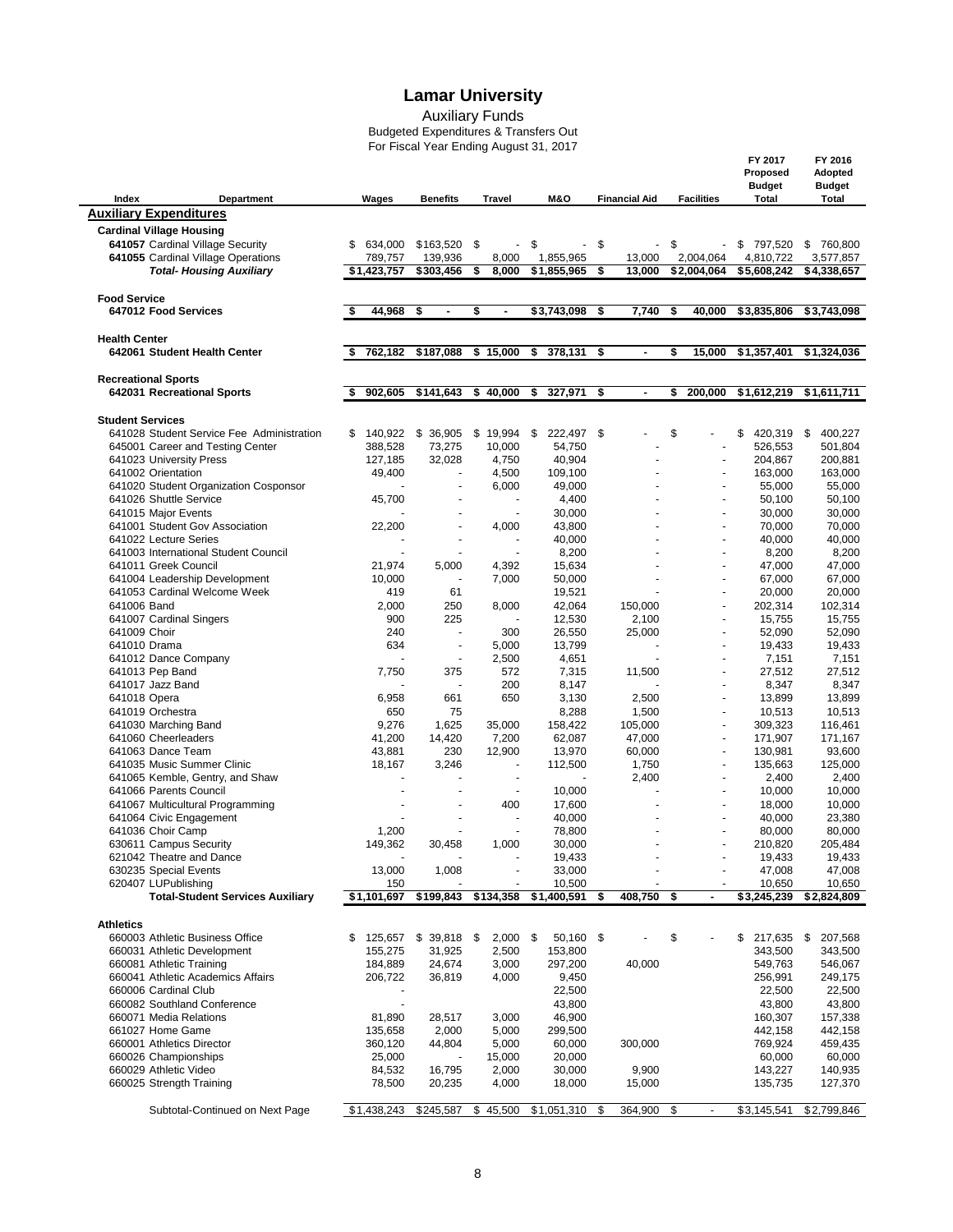# Lamar University

## Auxiliary Funds

Budgeted Expenditures & Transfers Out

For Fiscal Year Ending August 31, 2017

| Index | Department | Wages | Benefits | Travel | M&O | Financial Aid | Facilities | FY 2017 Proposed Budget Total | FY 2016 Adopted Budget Total |
|---|---|---|---|---|---|---|---|---|---|
| **Auxiliary Expenditures** | | | | | | | | | |
| **Cardinal Village Housing** | | | | | | | | | |
| **641057** | **Cardinal Village Security** | $ 634,000 | $163,520 | $ - | $ - | $ - | $ - | $ 797,520 | $ 760,800 |
| **641055** | **Cardinal Village Operations** | 789,757 | 139,936 | 8,000 | 1,855,965 | 13,000 | 2,004,064 | 4,810,722 | 3,577,857 |
| | ***Total- Housing Auxiliary*** | **$1,423,757** | **$303,456** | **$ 8,000** | **$1,855,965** | **$ 13,000** | **$2,004,064** | **$5,608,242** | **$4,338,657** |
| **Food Service** | | | | | | | | | |
| **647012** | **Food Services** | **$ 44,968** | **$ -** | **$ -** | **$3,743,098** | **$ 7,740** | **$ 40,000** | **$3,835,806** | **$3,743,098** |
| **Health Center** | | | | | | | | | |
| **642061** | **Student Health Center** | **$ 762,182** | **$187,088** | **$ 15,000** | **$ 378,131** | **$ -** | **$ 15,000** | **$1,357,401** | **$1,324,036** |
| **Recreational Sports** | | | | | | | | | |
| **642031** | **Recreational Sports** | **$ 902,605** | **$141,643** | **$ 40,000** | **$ 327,971** | **$ -** | **$ 200,000** | **$1,612,219** | **$1,611,711** |
| **Student Services** | | | | | | | | | |
| 641028 | Student Service Fee Administration | $ 140,922 | $ 36,905 | $ 19,994 | $ 222,497 | $ - | $ - | $ 420,319 | $ 400,227 |
| 645001 | Career and Testing Center | 388,528 | 73,275 | 10,000 | 54,750 | - | - | 526,553 | 501,804 |
| 641023 | University Press | 127,185 | 32,028 | 4,750 | 40,904 | - | - | 204,867 | 200,881 |
| 641002 | Orientation | 49,400 | - | 4,500 | 109,100 | - | - | 163,000 | 163,000 |
| 641020 | Student Organization Cosponsor | - | - | 6,000 | 49,000 | - | - | 55,000 | 55,000 |
| 641026 | Shuttle Service | 45,700 | - | - | 4,400 | - | - | 50,100 | 50,100 |
| 641015 | Major Events | - | - | - | 30,000 | - | - | 30,000 | 30,000 |
| 641001 | Student Gov Association | 22,200 | - | 4,000 | 43,800 | - | - | 70,000 | 70,000 |
| 641022 | Lecture Series | - | - | - | 40,000 | - | - | 40,000 | 40,000 |
| 641003 | International Student Council | - | - | - | 8,200 | - | - | 8,200 | 8,200 |
| 641011 | Greek Council | 21,974 | 5,000 | 4,392 | 15,634 | - | - | 47,000 | 47,000 |
| 641004 | Leadership Development | 10,000 | - | 7,000 | 50,000 | - | - | 67,000 | 67,000 |
| 641053 | Cardinal Welcome Week | 419 | 61 | | 19,521 | - | - | 20,000 | 20,000 |
| 641006 | Band | 2,000 | 250 | 8,000 | 42,064 | 150,000 | - | 202,314 | 102,314 |
| 641007 | Cardinal Singers | 900 | 225 | - | 12,530 | 2,100 | - | 15,755 | 15,755 |
| 641009 | Choir | 240 | - | 300 | 26,550 | 25,000 | - | 52,090 | 52,090 |
| 641010 | Drama | 634 | - | 5,000 | 13,799 | - | - | 19,433 | 19,433 |
| 641012 | Dance Company | - | - | 2,500 | 4,651 | - | - | 7,151 | 7,151 |
| 641013 | Pep Band | 7,750 | 375 | 572 | 7,315 | 11,500 | - | 27,512 | 27,512 |
| 641017 | Jazz Band | - | - | 200 | 8,147 | - | - | 8,347 | 8,347 |
| 641018 | Opera | 6,958 | 661 | 650 | 3,130 | 2,500 | - | 13,899 | 13,899 |
| 641019 | Orchestra | 650 | 75 | | 8,288 | 1,500 | - | 10,513 | 10,513 |
| 641030 | Marching Band | 9,276 | 1,625 | 35,000 | 158,422 | 105,000 | - | 309,323 | 116,461 |
| 641060 | Cheerleaders | 41,200 | 14,420 | 7,200 | 62,087 | 47,000 | - | 171,907 | 171,167 |
| 641063 | Dance Team | 43,881 | 230 | 12,900 | 13,970 | 60,000 | - | 130,981 | 93,600 |
| 641035 | Music Summer Clinic | 18,167 | 3,246 | - | 112,500 | 1,750 | - | 135,663 | 125,000 |
| 641065 | Kemble, Gentry, and Shaw | - | - | - | - | 2,400 | - | 2,400 | 2,400 |
| 641066 | Parents Council | - | - | - | 10,000 | - | - | 10,000 | 10,000 |
| 641067 | Multicultural Programming | - | - | 400 | 17,600 | - | - | 18,000 | 10,000 |
| 641064 | Civic Engagement | - | - | - | 40,000 | - | - | 40,000 | 23,380 |
| 641036 | Choir Camp | 1,200 | - | - | 78,800 | - | - | 80,000 | 80,000 |
| 630611 | Campus Security | 149,362 | 30,458 | 1,000 | 30,000 | - | - | 210,820 | 205,484 |
| 621042 | Theatre and Dance | - | - | - | 19,433 | - | - | 19,433 | 19,433 |
| 630235 | Special Events | 13,000 | 1,008 | - | 33,000 | - | - | 47,008 | 47,008 |
| 620407 | LUPublishing | 150 | - | - | 10,500 | - | - | 10,650 | 10,650 |
| | **Total-Student Services Auxiliary** | **$1,101,697** | **$199,843** | **$134,358** | **$1,400,591** | **$ 408,750** | **$ -** | **$3,245,239** | **$2,824,809** |
| **Athletics** | | | | | | | | | |
| 660003 | Athletic Business Office | $ 125,657 | $ 39,818 | $ 2,000 | $ 50,160 | $ - | $ - | $ 217,635 | $ 207,568 |
| 660031 | Athletic Development | 155,275 | 31,925 | 2,500 | 153,800 | | | 343,500 | 343,500 |
| 660081 | Athletic Training | 184,889 | 24,674 | 3,000 | 297,200 | 40,000 | | 549,763 | 546,067 |
| 660041 | Athletic Academics Affairs | 206,722 | 36,819 | 4,000 | 9,450 | | | 256,991 | 249,175 |
| 660006 | Cardinal Club | - | | | 22,500 | | | 22,500 | 22,500 |
| 660082 | Southland Conference | - | | | 43,800 | | | 43,800 | 43,800 |
| 660071 | Media Relations | 81,890 | 28,517 | 3,000 | 46,900 | | | 160,307 | 157,338 |
| 661027 | Home Game | 135,658 | 2,000 | 5,000 | 299,500 | | | 442,158 | 442,158 |
| 660001 | Athletics Director | 360,120 | 44,804 | 5,000 | 60,000 | 300,000 | | 769,924 | 459,435 |
| 660026 | Championships | 25,000 | - | 15,000 | 20,000 | | | 60,000 | 60,000 |
| 660029 | Athletic Video | 84,532 | 16,795 | 2,000 | 30,000 | 9,900 | | 143,227 | 140,935 |
| 660025 | Strength Training | 78,500 | 20,235 | 4,000 | 18,000 | 15,000 | | 135,735 | 127,370 |
| | Subtotal-Continued on Next Page | $1,438,243 | $245,587 | $ 45,500 | $1,051,310 | $ 364,900 | $ - | $3,145,541 | $2,799,846 |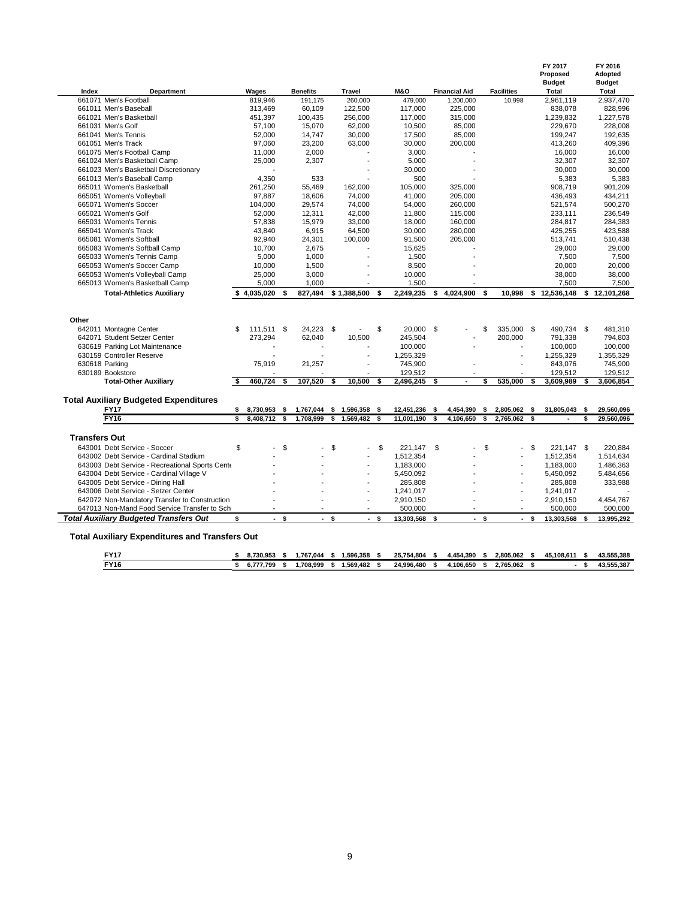| Index | Department | Wages | Benefits | Travel | M&O | Financial Aid | Facilities | FY 2017 Proposed Budget Total | FY 2016 Adopted Budget Total |
|---|---|---|---|---|---|---|---|---|---|
| 661071 | Men's Football | 819,946 | 191,175 | 260,000 | 479,000 | 1,200,000 | 10,998 | 2,961,119 | 2,937,470 |
| 661011 | Men's Baseball | 313,469 | 60,109 | 122,500 | 117,000 | 225,000 | | 838,078 | 828,996 |
| 661021 | Men's Basketball | 451,397 | 100,435 | 256,000 | 117,000 | 315,000 | | 1,239,832 | 1,227,578 |
| 661031 | Men's Golf | 57,100 | 15,070 | 62,000 | 10,500 | 85,000 | | 229,670 | 228,008 |
| 661041 | Men's Tennis | 52,000 | 14,747 | 30,000 | 17,500 | 85,000 | | 199,247 | 192,635 |
| 661051 | Men's Track | 97,060 | 23,200 | 63,000 | 30,000 | 200,000 | | 413,260 | 409,396 |
| 661075 | Men's Football Camp | 11,000 | 2,000 | - | 3,000 | - | | 16,000 | 16,000 |
| 661024 | Men's Basketball Camp | 25,000 | 2,307 | - | 5,000 | - | | 32,307 | 32,307 |
| 661023 | Men's Basketball Discretionary | - | | - | 30,000 | - | | 30,000 | 30,000 |
| 661013 | Men's Baseball Camp | 4,350 | 533 | - | 500 | - | | 5,383 | 5,383 |
| 665011 | Women's Basketball | 261,250 | 55,469 | 162,000 | 105,000 | 325,000 | | 908,719 | 901,209 |
| 665051 | Women's Volleyball | 97,887 | 18,606 | 74,000 | 41,000 | 205,000 | | 436,493 | 434,211 |
| 665071 | Women's Soccer | 104,000 | 29,574 | 74,000 | 54,000 | 260,000 | | 521,574 | 500,270 |
| 665021 | Women's Golf | 52,000 | 12,311 | 42,000 | 11,800 | 115,000 | | 233,111 | 236,549 |
| 665031 | Women's Tennis | 57,838 | 15,979 | 33,000 | 18,000 | 160,000 | | 284,817 | 284,383 |
| 665041 | Women's Track | 43,840 | 6,915 | 64,500 | 30,000 | 280,000 | | 425,255 | 423,588 |
| 665081 | Women's Softball | 92,940 | 24,301 | 100,000 | 91,500 | 205,000 | | 513,741 | 510,438 |
| 665083 | Women's Softball Camp | 10,700 | 2,675 | - | 15,625 | - | | 29,000 | 29,000 |
| 665033 | Women's Tennis Camp | 5,000 | 1,000 | - | 1,500 | - | | 7,500 | 7,500 |
| 665053 | Women's Soccer Camp | 10,000 | 1,500 | - | 8,500 | - | | 20,000 | 20,000 |
| 665053 | Women's Volleyball Camp | 25,000 | 3,000 | - | 10,000 | - | | 38,000 | 38,000 |
| 665013 | Women's Basketball Camp | 5,000 | 1,000 | - | 1,500 | - | | 7,500 | 7,500 |
| | **Total-Athletics Auxiliary** | **$ 4,035,020** | **$ 827,494** | **$ 1,388,500** | **$ 2,249,235** | **$ 4,024,900** | **$ 10,998** | **$ 12,536,148** | **$ 12,101,268** |
| **Other** | | | | | | | | | |
| 642011 | Montagne Center | $ 111,511 | $ 24,223 | $ - | $ 20,000 | $ - | $ 335,000 | $ 490,734 | $ 481,310 |
| 642071 | Student Setzer Center | 273,294 | 62,040 | 10,500 | 245,504 | - | 200,000 | 791,338 | 794,803 |
| 630619 | Parking Lot Maintenance | - | - | - | 100,000 | - | - | 100,000 | 100,000 |
| 630159 | Controller Reserve | - | - | - | 1,255,329 | | - | 1,255,329 | 1,355,329 |
| 630618 | Parking | 75,919 | 21,257 | - | 745,900 | - | - | 843,076 | 745,900 |
| 630189 | Bookstore | - | - | - | 129,512 | - | - | 129,512 | 129,512 |
| | **Total-Other Auxiliary** | **$ 460,724** | **$ 107,520** | **$ 10,500** | **$ 2,496,245** | **$ -** | **$ 535,000** | **$ 3,609,989** | **$ 3,606,854** |
| **Total Auxiliary Budgeted Expenditures** | | | | | | | | | |
| | **FY17** | **$ 8,730,953** | **$ 1,767,044** | **$ 1,596,358** | **$ 12,451,236** | **$ 4,454,390** | **$ 2,805,062** | **$ 31,805,043** | **$ 29,560,096** |
| | **FY16** | **$ 8,408,712** | **$ 1,708,999** | **$ 1,569,482** | **$ 11,001,190** | **$ 4,106,650** | **$ 2,765,062** | **$ -** | **$ 29,560,096** |
| **Transfers Out** | | | | | | | | | |
| 643001 | Debt Service - Soccer | $ - | $ - | $ - | $ 221,147 | $ - | $ - | $ 221,147 | $ 220,884 |
| 643002 | Debt Service - Cardinal Stadium | - | - | - | 1,512,354 | - | - | 1,512,354 | 1,514,634 |
| 643003 | Debt Service - Recreational Sports Cente | - | - | - | 1,183,000 | - | - | 1,183,000 | 1,486,363 |
| 643004 | Debt Service - Cardinal Village V | - | - | - | 5,450,092 | - | - | 5,450,092 | 5,484,656 |
| 643005 | Debt Service - Dining Hall | - | - | - | 285,808 | - | - | 285,808 | 333,988 |
| 643006 | Debt Service - Setzer Center | - | - | - | 1,241,017 | - | - | 1,241,017 | - |
| 642072 | Non-Mandatory Transfer to Construction | - | - | - | 2,910,150 | - | - | 2,910,150 | 4,454,767 |
| 647013 | Non-Mand Food Service Transfer to Sch | - | - | - | 500,000 | - | - | 500,000 | 500,000 |
| | ***Total Auxiliary Budgeted Transfers Out*** | **$ -** | **$ -** | **$ -** | **$ 13,303,568** | **$ -** | **$ -** | **$ 13,303,568** | **$ 13,995,292** |
| **Total Auxiliary Expenditures and Transfers Out** | | | | | | | | | |
| | **FY17** | **$ 8,730,953** | **$ 1,767,044** | **$ 1,596,358** | **$ 25,754,804** | **$ 4,454,390** | **$ 2,805,062** | **$ 45,108,611** | **$ 43,555,388** |
| | **FY16** | **$ 6,777,799** | **$ 1,708,999** | **$ 1,569,482** | **$ 24,996,480** | **$ 4,106,650** | **$ 2,765,062** | **$ -** | **$ 43,555,387** |